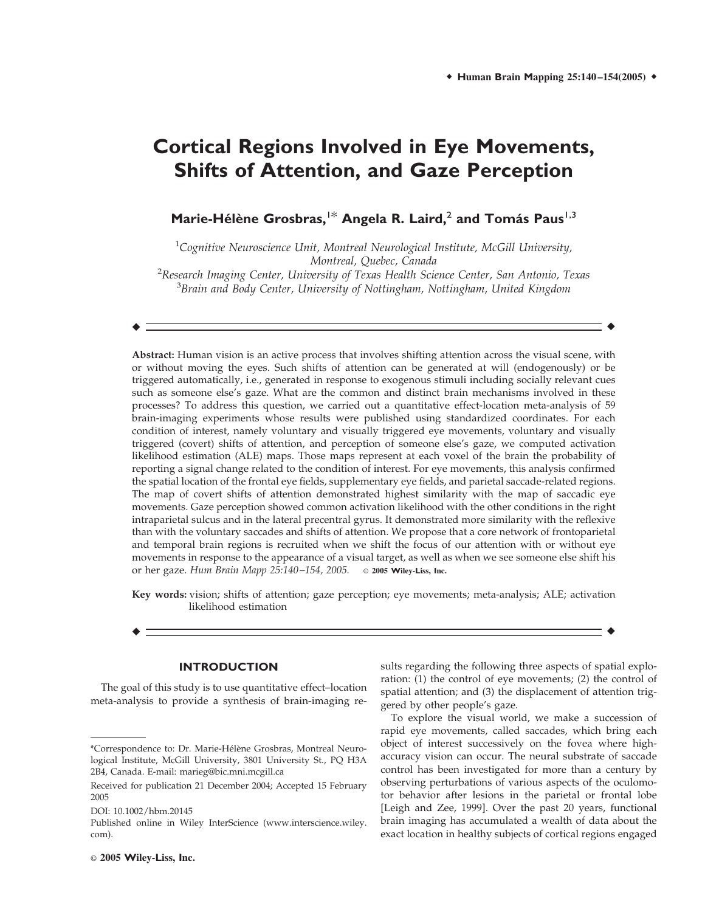# Cortical Regions Involved in Eye Movements, Shifts of Attention, and Gaze Perception

**Marie-Hélène Grosbras,[1]* Angela R. Laird,[2] and Tomás Paus[1,3]**

[1]*Cognitive Neuroscience Unit, Montreal Neurological Institute, McGill University, Montreal, Quebec, Canada*
[2]*Research Imaging Center, University of Texas Health Science Center, San Antonio, Texas*
[3]*Brain and Body Center, University of Nottingham, Nottingham, United Kingdom*

---

**Abstract:** Human vision is an active process that involves shifting attention across the visual scene, with or without moving the eyes. Such shifts of attention can be generated at will (endogenously) or be triggered automatically, i.e., generated in response to exogenous stimuli including socially relevant cues such as someone else's gaze. What are the common and distinct brain mechanisms involved in these processes? To address this question, we carried out a quantitative effect-location meta-analysis of 59 brain-imaging experiments whose results were published using standardized coordinates. For each condition of interest, namely voluntary and visually triggered eye movements, voluntary and visually triggered (covert) shifts of attention, and perception of someone else's gaze, we computed activation likelihood estimation (ALE) maps. Those maps represent at each voxel of the brain the probability of reporting a signal change related to the condition of interest. For eye movements, this analysis confirmed the spatial location of the frontal eye fields, supplementary eye fields, and parietal saccade-related regions. The map of covert shifts of attention demonstrated highest similarity with the map of saccadic eye movements. Gaze perception showed common activation likelihood with the other conditions in the right intraparietal sulcus and in the lateral precentral gyrus. It demonstrated more similarity with the reflexive than with the voluntary saccades and shifts of attention. We propose that a core network of frontoparietal and temporal brain regions is recruited when we shift the focus of our attention with or without eye movements in response to the appearance of a visual target, as well as when we see someone else shift his or her gaze. *Hum Brain Mapp 25:140–154, 2005.* © **2005 Wiley-Liss, Inc.**

**Key words:** vision; shifts of attention; gaze perception; eye movements; meta-analysis; ALE; activation likelihood estimation

---

## INTRODUCTION

The goal of this study is to use quantitative effect–location meta-analysis to provide a synthesis of brain-imaging results regarding the following three aspects of spatial exploration: (1) the control of eye movements; (2) the control of spatial attention; and (3) the displacement of attention triggered by other people's gaze.

To explore the visual world, we make a succession of rapid eye movements, called saccades, which bring each object of interest successively on the fovea where high-accuracy vision can occur. The neural substrate of saccade control has been investigated for more than a century by observing perturbations of various aspects of the oculomotor behavior after lesions in the parietal or frontal lobe [Leigh and Zee, 1999]. Over the past 20 years, functional brain imaging has accumulated a wealth of data about the exact location in healthy subjects of cortical regions engaged

---

*Correspondence to: Dr. Marie-Hélène Grosbras, Montreal Neurological Institute, McGill University, 3801 University St., PQ H3A 2B4, Canada. E-mail: marieg@bic.mni.mcgill.ca

Received for publication 21 December 2004; Accepted 15 February 2005

DOI: 10.1002/hbm.20145

Published online in Wiley InterScience (www.interscience.wiley.com).

© 2005 Wiley-Liss, Inc.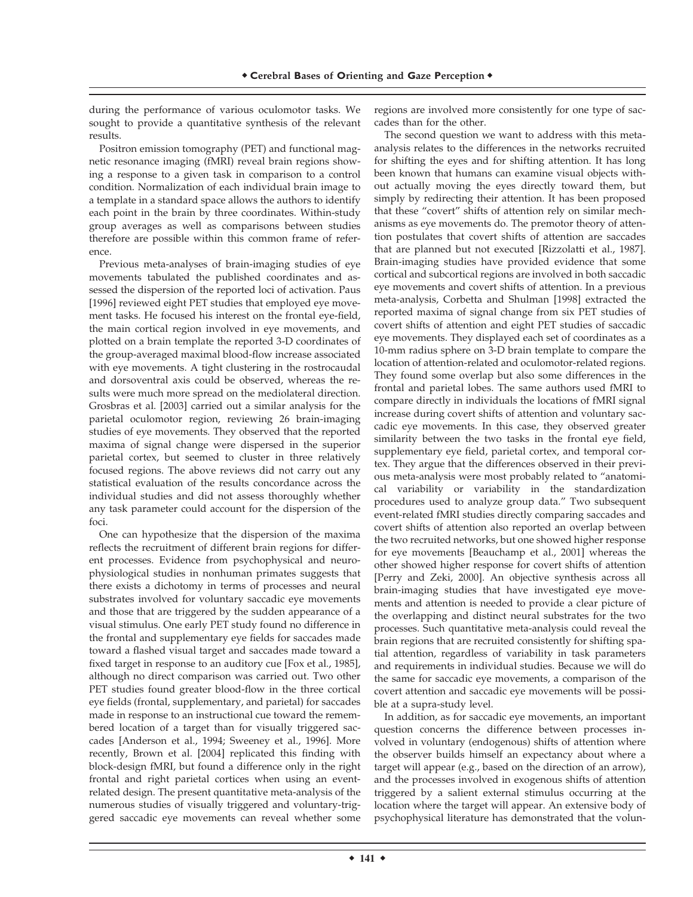during the performance of various oculomotor tasks. We sought to provide a quantitative synthesis of the relevant results.

Positron emission tomography (PET) and functional magnetic resonance imaging (fMRI) reveal brain regions showing a response to a given task in comparison to a control condition. Normalization of each individual brain image to a template in a standard space allows the authors to identify each point in the brain by three coordinates. Within-study group averages as well as comparisons between studies therefore are possible within this common frame of reference.

Previous meta-analyses of brain-imaging studies of eye movements tabulated the published coordinates and assessed the dispersion of the reported loci of activation. Paus [1996] reviewed eight PET studies that employed eye movement tasks. He focused his interest on the frontal eye-field, the main cortical region involved in eye movements, and plotted on a brain template the reported 3-D coordinates of the group-averaged maximal blood-flow increase associated with eye movements. A tight clustering in the rostrocaudal and dorsoventral axis could be observed, whereas the results were much more spread on the mediolateral direction. Grosbras et al. [2003] carried out a similar analysis for the parietal oculomotor region, reviewing 26 brain-imaging studies of eye movements. They observed that the reported maxima of signal change were dispersed in the superior parietal cortex, but seemed to cluster in three relatively focused regions. The above reviews did not carry out any statistical evaluation of the results concordance across the individual studies and did not assess thoroughly whether any task parameter could account for the dispersion of the foci.

One can hypothesize that the dispersion of the maxima reflects the recruitment of different brain regions for different processes. Evidence from psychophysical and neurophysiological studies in nonhuman primates suggests that there exists a dichotomy in terms of processes and neural substrates involved for voluntary saccadic eye movements and those that are triggered by the sudden appearance of a visual stimulus. One early PET study found no difference in the frontal and supplementary eye fields for saccades made toward a flashed visual target and saccades made toward a fixed target in response to an auditory cue [Fox et al., 1985], although no direct comparison was carried out. Two other PET studies found greater blood-flow in the three cortical eye fields (frontal, supplementary, and parietal) for saccades made in response to an instructional cue toward the remembered location of a target than for visually triggered saccades [Anderson et al., 1994; Sweeney et al., 1996]. More recently, Brown et al. [2004] replicated this finding with block-design fMRI, but found a difference only in the right frontal and right parietal cortices when using an event-related design. The present quantitative meta-analysis of the numerous studies of visually triggered and voluntary-triggered saccadic eye movements can reveal whether some regions are involved more consistently for one type of saccades than for the other.

The second question we want to address with this meta-analysis relates to the differences in the networks recruited for shifting the eyes and for shifting attention. It has long been known that humans can examine visual objects without actually moving the eyes directly toward them, but simply by redirecting their attention. It has been proposed that these "covert" shifts of attention rely on similar mechanisms as eye movements do. The premotor theory of attention postulates that covert shifts of attention are saccades that are planned but not executed [Rizzolatti et al., 1987]. Brain-imaging studies have provided evidence that some cortical and subcortical regions are involved in both saccadic eye movements and covert shifts of attention. In a previous meta-analysis, Corbetta and Shulman [1998] extracted the reported maxima of signal change from six PET studies of covert shifts of attention and eight PET studies of saccadic eye movements. They displayed each set of coordinates as a 10-mm radius sphere on 3-D brain template to compare the location of attention-related and oculomotor-related regions. They found some overlap but also some differences in the frontal and parietal lobes. The same authors used fMRI to compare directly in individuals the locations of fMRI signal increase during covert shifts of attention and voluntary saccadic eye movements. In this case, they observed greater similarity between the two tasks in the frontal eye field, supplementary eye field, parietal cortex, and temporal cortex. They argue that the differences observed in their previous meta-analysis were most probably related to "anatomical variability or variability in the standardization procedures used to analyze group data." Two subsequent event-related fMRI studies directly comparing saccades and covert shifts of attention also reported an overlap between the two recruited networks, but one showed higher response for eye movements [Beauchamp et al., 2001] whereas the other showed higher response for covert shifts of attention [Perry and Zeki, 2000]. An objective synthesis across all brain-imaging studies that have investigated eye movements and attention is needed to provide a clear picture of the overlapping and distinct neural substrates for the two processes. Such quantitative meta-analysis could reveal the brain regions that are recruited consistently for shifting spatial attention, regardless of variability in task parameters and requirements in individual studies. Because we will do the same for saccadic eye movements, a comparison of the covert attention and saccadic eye movements will be possible at a supra-study level.

In addition, as for saccadic eye movements, an important question concerns the difference between processes involved in voluntary (endogenous) shifts of attention where the observer builds himself an expectancy about where a target will appear (e.g., based on the direction of an arrow), and the processes involved in exogenous shifts of attention triggered by a salient external stimulus occurring at the location where the target will appear. An extensive body of psychophysical literature has demonstrated that the volun-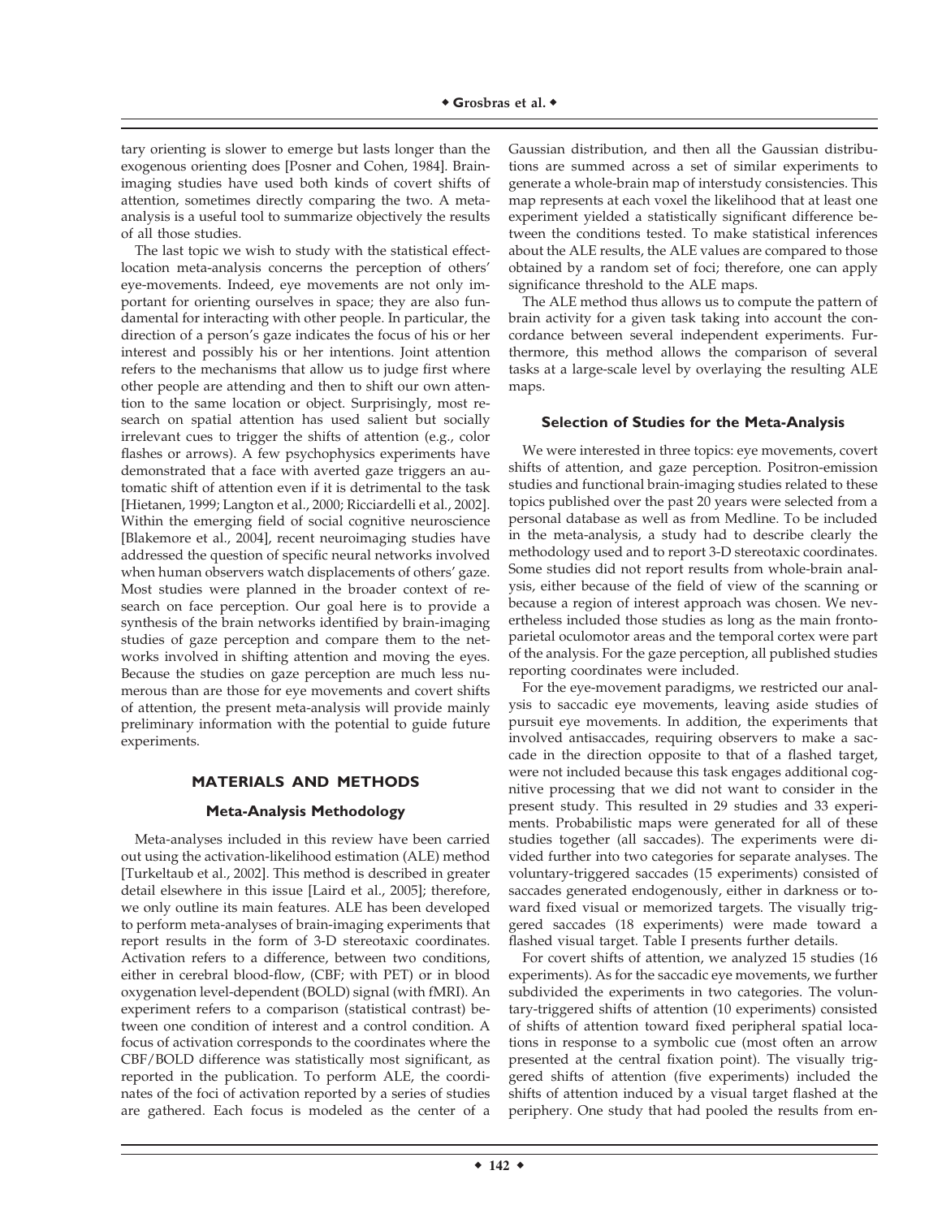tary orienting is slower to emerge but lasts longer than the exogenous orienting does [Posner and Cohen, 1984]. Brain-imaging studies have used both kinds of covert shifts of attention, sometimes directly comparing the two. A meta-analysis is a useful tool to summarize objectively the results of all those studies.

The last topic we wish to study with the statistical effect-location meta-analysis concerns the perception of others' eye-movements. Indeed, eye movements are not only important for orienting ourselves in space; they are also fundamental for interacting with other people. In particular, the direction of a person's gaze indicates the focus of his or her interest and possibly his or her intentions. Joint attention refers to the mechanisms that allow us to judge first where other people are attending and then to shift our own attention to the same location or object. Surprisingly, most research on spatial attention has used salient but socially irrelevant cues to trigger the shifts of attention (e.g., color flashes or arrows). A few psychophysics experiments have demonstrated that a face with averted gaze triggers an automatic shift of attention even if it is detrimental to the task [Hietanen, 1999; Langton et al., 2000; Ricciardelli et al., 2002]. Within the emerging field of social cognitive neuroscience [Blakemore et al., 2004], recent neuroimaging studies have addressed the question of specific neural networks involved when human observers watch displacements of others' gaze. Most studies were planned in the broader context of research on face perception. Our goal here is to provide a synthesis of the brain networks identified by brain-imaging studies of gaze perception and compare them to the networks involved in shifting attention and moving the eyes. Because the studies on gaze perception are much less numerous than are those for eye movements and covert shifts of attention, the present meta-analysis will provide mainly preliminary information with the potential to guide future experiments.

## MATERIALS AND METHODS

### Meta-Analysis Methodology

Meta-analyses included in this review have been carried out using the activation-likelihood estimation (ALE) method [Turkeltaub et al., 2002]. This method is described in greater detail elsewhere in this issue [Laird et al., 2005]; therefore, we only outline its main features. ALE has been developed to perform meta-analyses of brain-imaging experiments that report results in the form of 3-D stereotaxic coordinates. Activation refers to a difference, between two conditions, either in cerebral blood-flow, (CBF; with PET) or in blood oxygenation level-dependent (BOLD) signal (with fMRI). An experiment refers to a comparison (statistical contrast) between one condition of interest and a control condition. A focus of activation corresponds to the coordinates where the CBF/BOLD difference was statistically most significant, as reported in the publication. To perform ALE, the coordinates of the foci of activation reported by a series of studies are gathered. Each focus is modeled as the center of a Gaussian distribution, and then all the Gaussian distributions are summed across a set of similar experiments to generate a whole-brain map of interstudy consistencies. This map represents at each voxel the likelihood that at least one experiment yielded a statistically significant difference between the conditions tested. To make statistical inferences about the ALE results, the ALE values are compared to those obtained by a random set of foci; therefore, one can apply significance threshold to the ALE maps.

The ALE method thus allows us to compute the pattern of brain activity for a given task taking into account the concordance between several independent experiments. Furthermore, this method allows the comparison of several tasks at a large-scale level by overlaying the resulting ALE maps.

### Selection of Studies for the Meta-Analysis

We were interested in three topics: eye movements, covert shifts of attention, and gaze perception. Positron-emission studies and functional brain-imaging studies related to these topics published over the past 20 years were selected from a personal database as well as from Medline. To be included in the meta-analysis, a study had to describe clearly the methodology used and to report 3-D stereotaxic coordinates. Some studies did not report results from whole-brain analysis, either because of the field of view of the scanning or because a region of interest approach was chosen. We nevertheless included those studies as long as the main fronto-parietal oculomotor areas and the temporal cortex were part of the analysis. For the gaze perception, all published studies reporting coordinates were included.

For the eye-movement paradigms, we restricted our analysis to saccadic eye movements, leaving aside studies of pursuit eye movements. In addition, the experiments that involved antisaccades, requiring observers to make a saccade in the direction opposite to that of a flashed target, were not included because this task engages additional cognitive processing that we did not want to consider in the present study. This resulted in 29 studies and 33 experiments. Probabilistic maps were generated for all of these studies together (all saccades). The experiments were divided further into two categories for separate analyses. The voluntary-triggered saccades (15 experiments) consisted of saccades generated endogenously, either in darkness or toward fixed visual or memorized targets. The visually triggered saccades (18 experiments) were made toward a flashed visual target. Table I presents further details.

For covert shifts of attention, we analyzed 15 studies (16 experiments). As for the saccadic eye movements, we further subdivided the experiments in two categories. The voluntary-triggered shifts of attention (10 experiments) consisted of shifts of attention toward fixed peripheral spatial locations in response to a symbolic cue (most often an arrow presented at the central fixation point). The visually triggered shifts of attention (five experiments) included the shifts of attention induced by a visual target flashed at the periphery. One study that had pooled the results from en-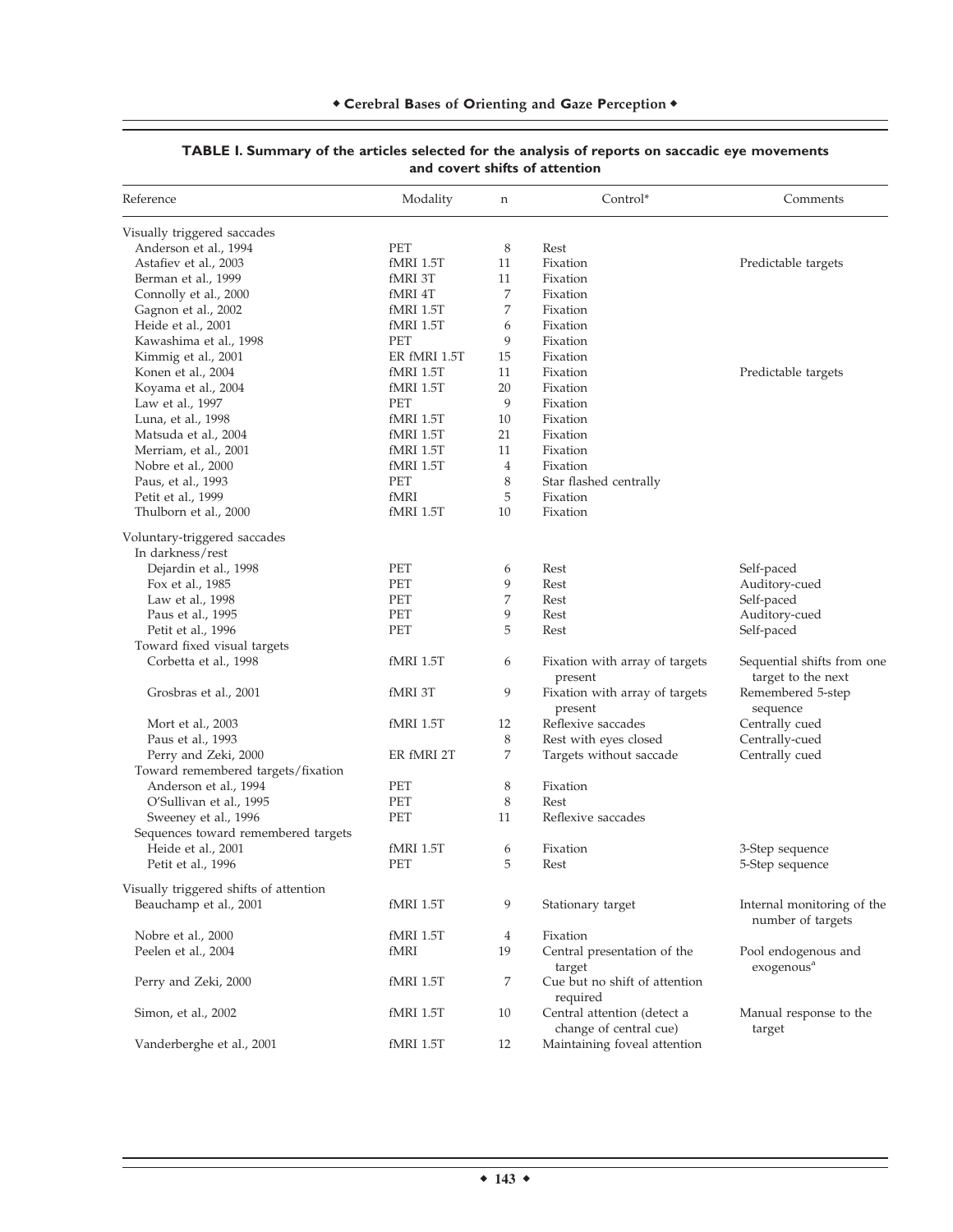**TABLE I. Summary of the articles selected for the analysis of reports on saccadic eye movements and covert shifts of attention**

| Reference | Modality | n | Control* | Comments |
|---|---|---|---|---|
| Visually triggered saccades | | | | |
| Anderson et al., 1994 | PET | 8 | Rest | |
| Astafiev et al., 2003 | fMRI 1.5T | 11 | Fixation | Predictable targets |
| Berman et al., 1999 | fMRI 3T | 11 | Fixation | |
| Connolly et al., 2000 | fMRI 4T | 7 | Fixation | |
| Gagnon et al., 2002 | fMRI 1.5T | 7 | Fixation | |
| Heide et al., 2001 | fMRI 1.5T | 6 | Fixation | |
| Kawashima et al., 1998 | PET | 9 | Fixation | |
| Kimmig et al., 2001 | ER fMRI 1.5T | 15 | Fixation | |
| Konen et al., 2004 | fMRI 1.5T | 11 | Fixation | Predictable targets |
| Koyama et al., 2004 | fMRI 1.5T | 20 | Fixation | |
| Law et al., 1997 | PET | 9 | Fixation | |
| Luna, et al., 1998 | fMRI 1.5T | 10 | Fixation | |
| Matsuda et al., 2004 | fMRI 1.5T | 21 | Fixation | |
| Merriam, et al., 2001 | fMRI 1.5T | 11 | Fixation | |
| Nobre et al., 2000 | fMRI 1.5T | 4 | Fixation | |
| Paus, et al., 1993 | PET | 8 | Star flashed centrally | |
| Petit et al., 1999 | fMRI | 5 | Fixation | |
| Thulborn et al., 2000 | fMRI 1.5T | 10 | Fixation | |
| Voluntary-triggered saccades | | | | |
| In darkness/rest | | | | |
| Dejardin et al., 1998 | PET | 6 | Rest | Self-paced |
| Fox et al., 1985 | PET | 9 | Rest | Auditory-cued |
| Law et al., 1998 | PET | 7 | Rest | Self-paced |
| Paus et al., 1995 | PET | 9 | Rest | Auditory-cued |
| Petit et al., 1996 | PET | 5 | Rest | Self-paced |
| Toward fixed visual targets | | | | |
| Corbetta et al., 1998 | fMRI 1.5T | 6 | Fixation with array of targets present | Sequential shifts from one target to the next |
| Grosbras et al., 2001 | fMRI 3T | 9 | Fixation with array of targets present | Remembered 5-step sequence |
| Mort et al., 2003 | fMRI 1.5T | 12 | Reflexive saccades | Centrally cued |
| Paus et al., 1993 | | 8 | Rest with eyes closed | Centrally-cued |
| Perry and Zeki, 2000 | ER fMRI 2T | 7 | Targets without saccade | Centrally cued |
| Toward remembered targets/fixation | | | | |
| Anderson et al., 1994 | PET | 8 | Fixation | |
| O'Sullivan et al., 1995 | PET | 8 | Rest | |
| Sweeney et al., 1996 | PET | 11 | Reflexive saccades | |
| Sequences toward remembered targets | | | | |
| Heide et al., 2001 | fMRI 1.5T | 6 | Fixation | 3-Step sequence |
| Petit et al., 1996 | PET | 5 | Rest | 5-Step sequence |
| Visually triggered shifts of attention | | | | |
| Beauchamp et al., 2001 | fMRI 1.5T | 9 | Stationary target | Internal monitoring of the number of targets |
| Nobre et al., 2000 | fMRI 1.5T | 4 | Fixation | |
| Peelen et al., 2004 | fMRI | 19 | Central presentation of the target | Pool endogenous and exogenous[a] |
| Perry and Zeki, 2000 | fMRI 1.5T | 7 | Cue but no shift of attention required | |
| Simon, et al., 2002 | fMRI 1.5T | 10 | Central attention (detect a change of central cue) | Manual response to the target |
| Vanderberghe et al., 2001 | fMRI 1.5T | 12 | Maintaining foveal attention | |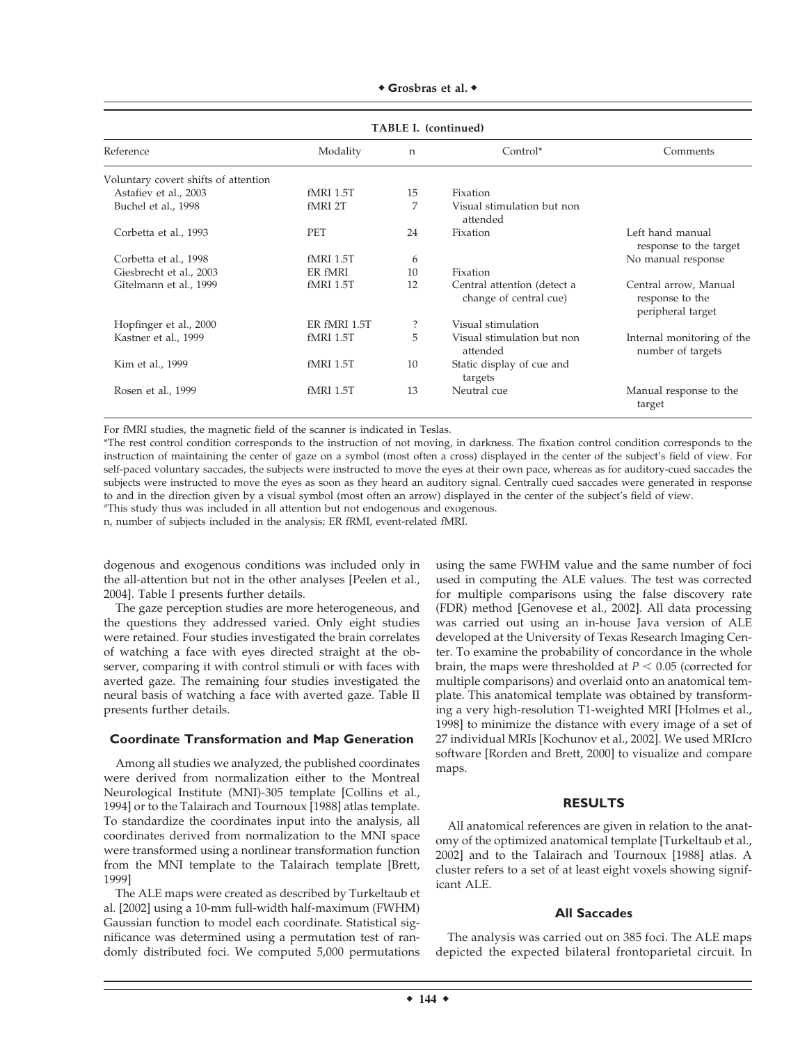**TABLE I. (continued)**

| Reference | Modality | n | Control* | Comments |
|---|---|---|---|---|
| Voluntary covert shifts of attention | | | | |
| Astafiev et al., 2003 | fMRI 1.5T | 15 | Fixation | |
| Buchel et al., 1998 | fMRI 2T | 7 | Visual stimulation but non attended | |
| Corbetta et al., 1993 | PET | 24 | Fixation | Left hand manual response to the target |
| Corbetta et al., 1998 | fMRI 1.5T | 6 | | No manual response |
| Giesbrecht et al., 2003 | ER fMRI | 10 | Fixation | |
| Gitelmann et al., 1999 | fMRI 1.5T | 12 | Central attention (detect a change of central cue) | Central arrow, Manual response to the peripheral target |
| Hopfinger et al., 2000 | ER fMRI 1.5T | ? | Visual stimulation | |
| Kastner et al., 1999 | fMRI 1.5T | 5 | Visual stimulation but non attended | Internal monitoring of the number of targets |
| Kim et al., 1999 | fMRI 1.5T | 10 | Static display of cue and targets | |
| Rosen et al., 1999 | fMRI 1.5T | 13 | Neutral cue | Manual response to the target |

For fMRI studies, the magnetic field of the scanner is indicated in Teslas.

*The rest control condition corresponds to the instruction of not moving, in darkness. The fixation control condition corresponds to the instruction of maintaining the center of gaze on a symbol (most often a cross) displayed in the center of the subject's field of view. For self-paced voluntary saccades, the subjects were instructed to move the eyes at their own pace, whereas as for auditory-cued saccades the subjects were instructed to move the eyes as soon as they heard an auditory signal. Centrally cued saccades were generated in response to and in the direction given by a visual symbol (most often an arrow) displayed in the center of the subject's field of view.

[a]This study thus was included in all attention but not endogenous and exogenous.

n, number of subjects included in the analysis; ER fRMI, event-related fMRI.

dogenous and exogenous conditions was included only in the all-attention but not in the other analyses [Peelen et al., 2004]. Table I presents further details.

The gaze perception studies are more heterogeneous, and the questions they addressed varied. Only eight studies were retained. Four studies investigated the brain correlates of watching a face with eyes directed straight at the observer, comparing it with control stimuli or with faces with averted gaze. The remaining four studies investigated the neural basis of watching a face with averted gaze. Table II presents further details.

### Coordinate Transformation and Map Generation

Among all studies we analyzed, the published coordinates were derived from normalization either to the Montreal Neurological Institute (MNI)-305 template [Collins et al., 1994] or to the Talairach and Tournoux [1988] atlas template. To standardize the coordinates input into the analysis, all coordinates derived from normalization to the MNI space were transformed using a nonlinear transformation function from the MNI template to the Talairach template [Brett, 1999]

The ALE maps were created as described by Turkeltaub et al. [2002] using a 10-mm full-width half-maximum (FWHM) Gaussian function to model each coordinate. Statistical significance was determined using a permutation test of randomly distributed foci. We computed 5,000 permutations using the same FWHM value and the same number of foci used in computing the ALE values. The test was corrected for multiple comparisons using the false discovery rate (FDR) method [Genovese et al., 2002]. All data processing was carried out using an in-house Java version of ALE developed at the University of Texas Research Imaging Center. To examine the probability of concordance in the whole brain, the maps were thresholded at $P < 0.05$ (corrected for multiple comparisons) and overlaid onto an anatomical template. This anatomical template was obtained by transforming a very high-resolution T1-weighted MRI [Holmes et al., 1998] to minimize the distance with every image of a set of 27 individual MRIs [Kochunov et al., 2002]. We used MRIcro software [Rorden and Brett, 2000] to visualize and compare maps.

## RESULTS

All anatomical references are given in relation to the anatomy of the optimized anatomical template [Turkeltaub et al., 2002] and to the Talairach and Tournoux [1988] atlas. A cluster refers to a set of at least eight voxels showing significant ALE.

### All Saccades

The analysis was carried out on 385 foci. The ALE maps depicted the expected bilateral frontoparietal circuit. In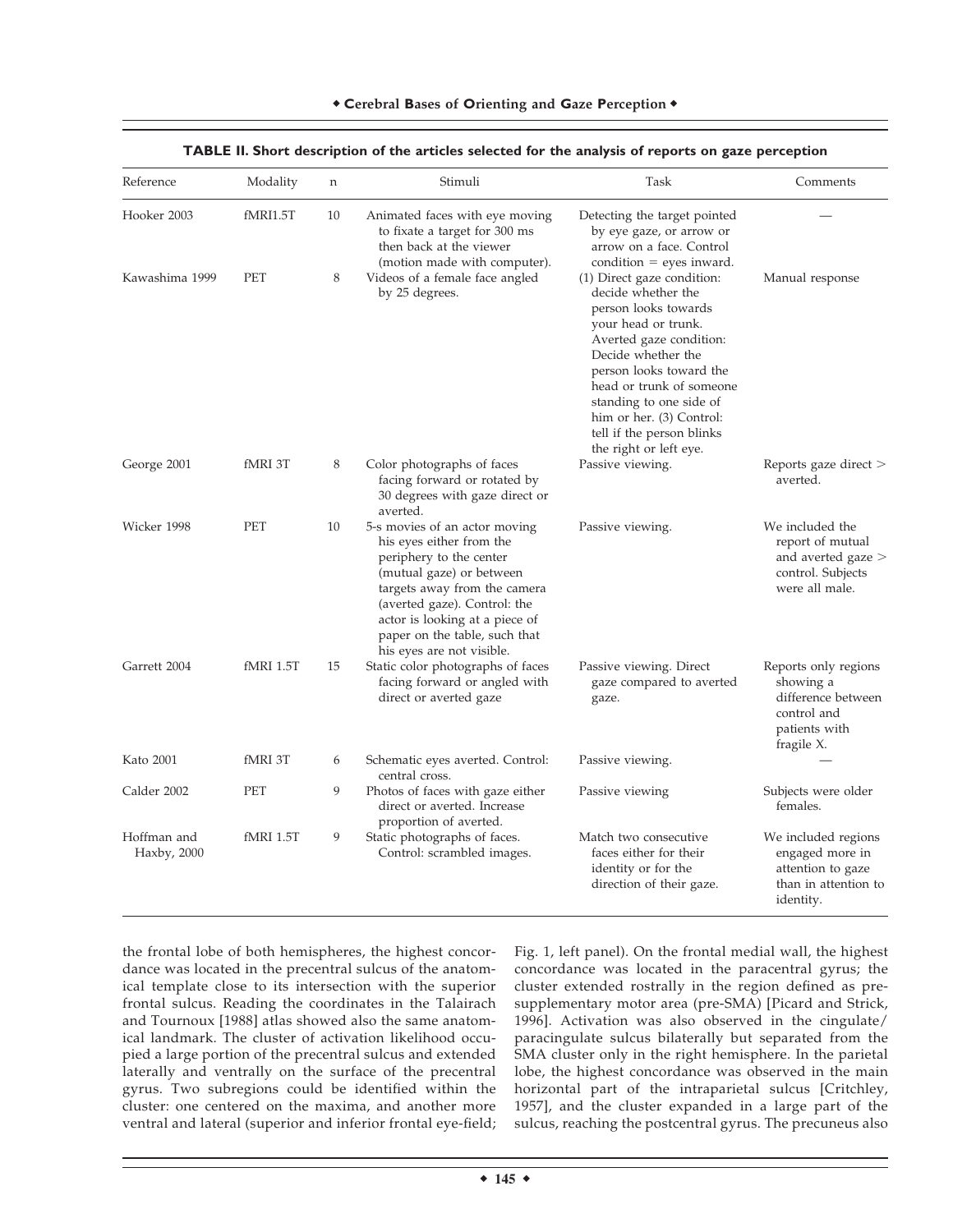**TABLE II. Short description of the articles selected for the analysis of reports on gaze perception**

| Reference | Modality | n | Stimuli | Task | Comments |
|---|---|---|---|---|---|
| Hooker 2003 | fMRI1.5T | 10 | Animated faces with eye moving to fixate a target for 300 ms then back at the viewer (motion made with computer). | Detecting the target pointed by eye gaze, or arrow or arrow on a face. Control condition = eyes inward. | — |
| Kawashima 1999 | PET | 8 | Videos of a female face angled by 25 degrees. | (1) Direct gaze condition: decide whether the person looks towards your head or trunk. Averted gaze condition: Decide whether the person looks toward the head or trunk of someone standing to one side of him or her. (3) Control: tell if the person blinks the right or left eye. | Manual response |
| George 2001 | fMRI 3T | 8 | Color photographs of faces facing forward or rotated by 30 degrees with gaze direct or averted. | Passive viewing. | Reports gaze direct > averted. |
| Wicker 1998 | PET | 10 | 5-s movies of an actor moving his eyes either from the periphery to the center (mutual gaze) or between targets away from the camera (averted gaze). Control: the actor is looking at a piece of paper on the table, such that his eyes are not visible. | Passive viewing. | We included the report of mutual and averted gaze > control. Subjects were all male. |
| Garrett 2004 | fMRI 1.5T | 15 | Static color photographs of faces facing forward or angled with direct or averted gaze | Passive viewing. Direct gaze compared to averted gaze. | Reports only regions showing a difference between control and patients with fragile X. |
| Kato 2001 | fMRI 3T | 6 | Schematic eyes averted. Control: central cross. | Passive viewing. | — |
| Calder 2002 | PET | 9 | Photos of faces with gaze either direct or averted. Increase proportion of averted. | Passive viewing | Subjects were older females. |
| Hoffman and Haxby, 2000 | fMRI 1.5T | 9 | Static photographs of faces. Control: scrambled images. | Match two consecutive faces either for their identity or for the direction of their gaze. | We included regions engaged more in attention to gaze than in attention to identity. |

the frontal lobe of both hemispheres, the highest concordance was located in the precentral sulcus of the anatomical template close to its intersection with the superior frontal sulcus. Reading the coordinates in the Talairach and Tournoux [1988] atlas showed also the same anatomical landmark. The cluster of activation likelihood occupied a large portion of the precentral sulcus and extended laterally and ventrally on the surface of the precentral gyrus. Two subregions could be identified within the cluster: one centered on the maxima, and another more ventral and lateral (superior and inferior frontal eye-field; Fig. 1, left panel). On the frontal medial wall, the highest concordance was located in the paracentral gyrus; the cluster extended rostrally in the region defined as pre-supplementary motor area (pre-SMA) [Picard and Strick, 1996]. Activation was also observed in the cingulate/paracingulate sulcus bilaterally but separated from the SMA cluster only in the right hemisphere. In the parietal lobe, the highest concordance was observed in the main horizontal part of the intraparietal sulcus [Critchley, 1957], and the cluster expanded in a large part of the sulcus, reaching the postcentral gyrus. The precuneus also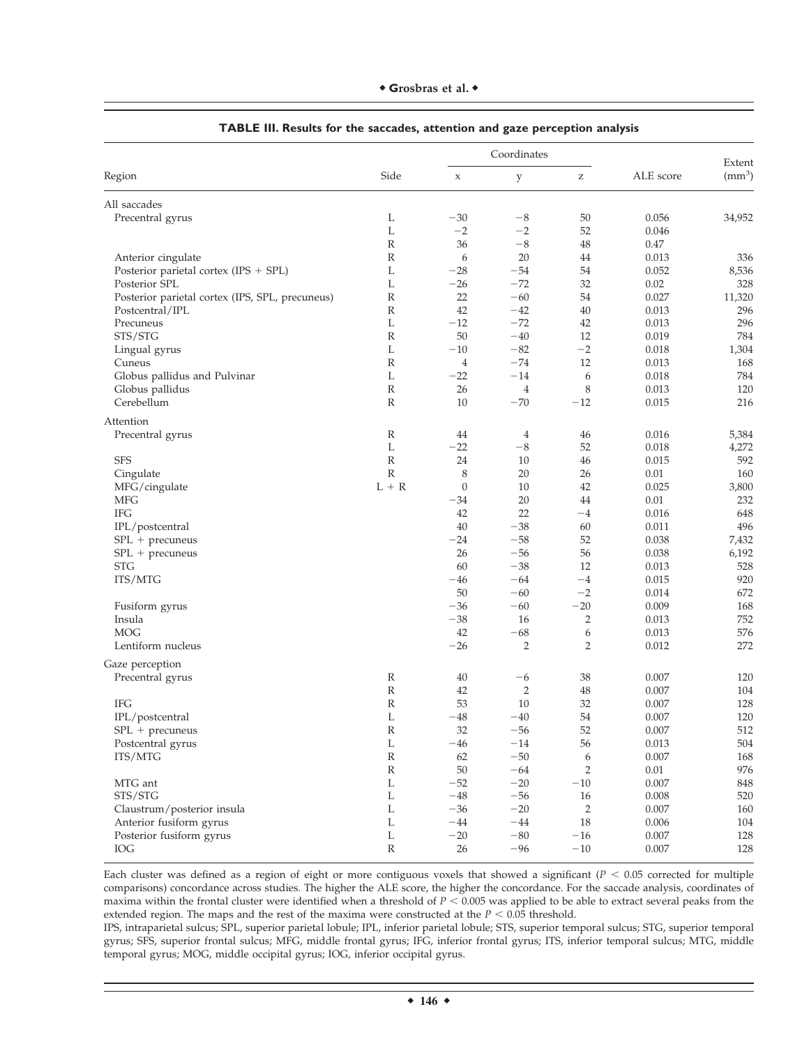**TABLE III. Results for the saccades, attention and gaze perception analysis**

| Region | Side | Coordinates | | | ALE score | Extent (mm³) |
|---|---|---|---|---|---|---|
| | | x | y | z | | |
| All saccades | | | | | | |
| Precentral gyrus | L | −30 | −8 | 50 | 0.056 | 34,952 |
| | L | −2 | −2 | 52 | 0.046 | |
| | R | 36 | −8 | 48 | 0.47 | |
| Anterior cingulate | R | 6 | 20 | 44 | 0.013 | 336 |
| Posterior parietal cortex (IPS + SPL) | L | −28 | −54 | 54 | 0.052 | 8,536 |
| Posterior SPL | L | −26 | −72 | 32 | 0.02 | 328 |
| Posterior parietal cortex (IPS, SPL, precuneus) | R | 22 | −60 | 54 | 0.027 | 11,320 |
| Postcentral/IPL | R | 42 | −42 | 40 | 0.013 | 296 |
| Precuneus | L | −12 | −72 | 42 | 0.013 | 296 |
| STS/STG | R | 50 | −40 | 12 | 0.019 | 784 |
| Lingual gyrus | L | −10 | −82 | −2 | 0.018 | 1,304 |
| Cuneus | R | 4 | −74 | 12 | 0.013 | 168 |
| Globus pallidus and Pulvinar | L | −22 | −14 | 6 | 0.018 | 784 |
| Globus pallidus | R | 26 | 4 | 8 | 0.013 | 120 |
| Cerebellum | R | 10 | −70 | −12 | 0.015 | 216 |
| Attention | | | | | | |
| Precentral gyrus | R | 44 | 4 | 46 | 0.016 | 5,384 |
| | L | −22 | −8 | 52 | 0.018 | 4,272 |
| SFS | R | 24 | 10 | 46 | 0.015 | 592 |
| Cingulate | R | 8 | 20 | 26 | 0.01 | 160 |
| MFG/cingulate | L + R | 0 | 10 | 42 | 0.025 | 3,800 |
| MFG | | −34 | 20 | 44 | 0.01 | 232 |
| IFG | | 42 | 22 | −4 | 0.016 | 648 |
| IPL/postcentral | | 40 | −38 | 60 | 0.011 | 496 |
| SPL + precuneus | | −24 | −58 | 52 | 0.038 | 7,432 |
| SPL + precuneus | | 26 | −56 | 56 | 0.038 | 6,192 |
| STG | | 60 | −38 | 12 | 0.013 | 528 |
| ITS/MTG | | −46 | −64 | −4 | 0.015 | 920 |
| | | 50 | −60 | −2 | 0.014 | 672 |
| Fusiform gyrus | | −36 | −60 | −20 | 0.009 | 168 |
| Insula | | −38 | 16 | 2 | 0.013 | 752 |
| MOG | | 42 | −68 | 6 | 0.013 | 576 |
| Lentiform nucleus | | −26 | 2 | 2 | 0.012 | 272 |
| Gaze perception | | | | | | |
| Precentral gyrus | R | 40 | −6 | 38 | 0.007 | 120 |
| | R | 42 | 2 | 48 | 0.007 | 104 |
| IFG | R | 53 | 10 | 32 | 0.007 | 128 |
| IPL/postcentral | L | −48 | −40 | 54 | 0.007 | 120 |
| SPL + precuneus | R | 32 | −56 | 52 | 0.007 | 512 |
| Postcentral gyrus | L | −46 | −14 | 56 | 0.013 | 504 |
| ITS/MTG | R | 62 | −50 | 6 | 0.007 | 168 |
| | R | 50 | −64 | 2 | 0.01 | 976 |
| MTG ant | L | −52 | −20 | −10 | 0.007 | 848 |
| STS/STG | L | −48 | −56 | 16 | 0.008 | 520 |
| Claustrum/posterior insula | L | −36 | −20 | 2 | 0.007 | 160 |
| Anterior fusiform gyrus | L | −44 | −44 | 18 | 0.006 | 104 |
| Posterior fusiform gyrus | L | −20 | −80 | −16 | 0.007 | 128 |
| IOG | R | 26 | −96 | −10 | 0.007 | 128 |

Each cluster was defined as a region of eight or more contiguous voxels that showed a significant ($P < 0.05$ corrected for multiple comparisons) concordance across studies. The higher the ALE score, the higher the concordance. For the saccade analysis, coordinates of maxima within the frontal cluster were identified when a threshold of $P < 0.005$ was applied to be able to extract several peaks from the extended region. The maps and the rest of the maxima were constructed at the $P < 0.05$ threshold.

IPS, intraparietal sulcus; SPL, superior parietal lobule; IPL, inferior parietal lobule; STS, superior temporal sulcus; STG, superior temporal gyrus; SFS, superior frontal sulcus; MFG, middle frontal gyrus; IFG, inferior frontal gyrus; ITS, inferior temporal sulcus; MTG, middle temporal gyrus; MOG, middle occipital gyrus; IOG, inferior occipital gyrus.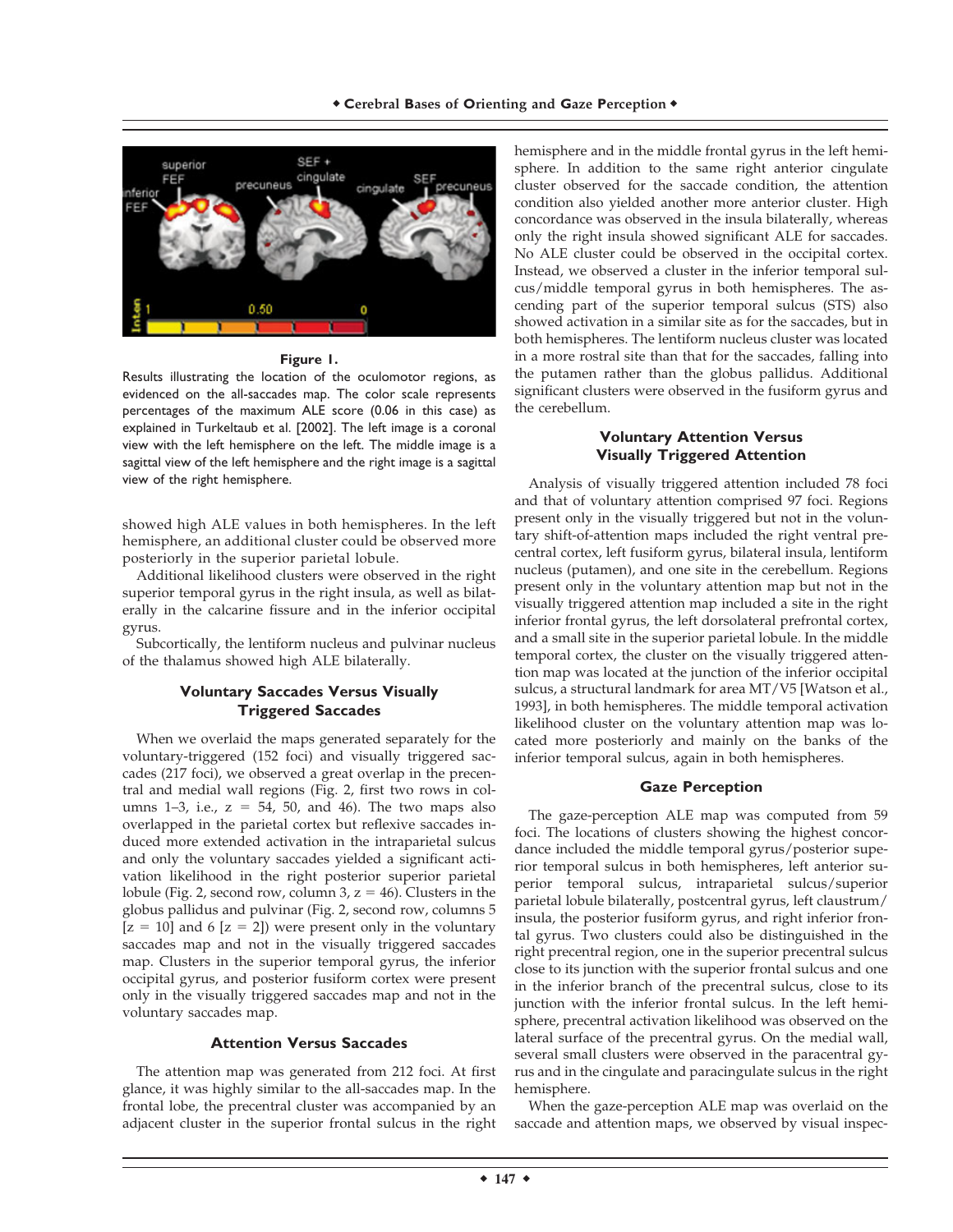Figure 1.

Results illustrating the location of the oculomotor regions, as evidenced on the all-saccades map. The color scale represents percentages of the maximum ALE score (0.06 in this case) as explained in Turkeltaub et al. [2002]. The left image is a coronal view with the left hemisphere on the left. The middle image is a sagittal view of the left hemisphere and the right image is a sagittal view of the right hemisphere.

showed high ALE values in both hemispheres. In the left hemisphere, an additional cluster could be observed more posteriorly in the superior parietal lobule.

Additional likelihood clusters were observed in the right superior temporal gyrus in the right insula, as well as bilaterally in the calcarine fissure and in the inferior occipital gyrus.

Subcortically, the lentiform nucleus and pulvinar nucleus of the thalamus showed high ALE bilaterally.

## Voluntary Saccades Versus Visually Triggered Saccades

When we overlaid the maps generated separately for the voluntary-triggered (152 foci) and visually triggered saccades (217 foci), we observed a great overlap in the precentral and medial wall regions (Fig. 2, first two rows in columns 1–3, i.e., z = 54, 50, and 46). The two maps also overlapped in the parietal cortex but reflexive saccades induced more extended activation in the intraparietal sulcus and only the voluntary saccades yielded a significant activation likelihood in the right posterior parietal lobule (Fig. 2, second row, column 3, z = 46). Clusters in the globus pallidus and pulvinar (Fig. 2, second row, columns 5 [z = 10] and 6 [z = 2]) were present only in the voluntary saccades map and not in the visually triggered saccades map. Clusters in the superior temporal gyrus, the inferior occipital gyrus, and posterior fusiform cortex were present only in the visually triggered saccades map and not in the voluntary saccades map.

## Attention Versus Saccades

The attention map was generated from 212 foci. At first glance, it was highly similar to the all-saccades map. In the frontal lobe, the precentral cluster was accompanied by an adjacent cluster in the superior frontal sulcus in the right hemisphere and in the middle frontal gyrus in the left hemisphere. In addition to the same right anterior cingulate cluster observed for the saccade condition, the attention condition also yielded another more anterior cluster. High concordance was observed in the insula bilaterally, whereas only the right insula showed significant ALE for saccades. No ALE cluster could be observed in the occipital cortex. Instead, we observed a cluster in the inferior temporal sulcus/middle temporal gyrus in both hemispheres. The ascending part of the superior temporal sulcus (STS) also showed activation in a similar site as for the saccades, but in both hemispheres. The lentiform nucleus cluster was located in a more rostral site than that for the saccades, falling into the putamen rather than the globus pallidus. Additional significant clusters were observed in the fusiform gyrus and the cerebellum.

## Voluntary Attention Versus Visually Triggered Attention

Analysis of visually triggered attention included 78 foci and that of voluntary attention comprised 97 foci. Regions present only in the visually triggered but not in the voluntary shift-of-attention maps included the right ventral precentral cortex, left fusiform gyrus, bilateral insula, lentiform nucleus (putamen), and one site in the cerebellum. Regions present only in the voluntary attention map but not in the visually triggered attention map included a site in the right inferior frontal gyrus, the left dorsolateral prefrontal cortex, and a small site in the superior parietal lobule. In the middle temporal cortex, the cluster on the visually triggered attention map was located at the junction of the inferior occipital sulcus, a structural landmark for area MT/V5 [Watson et al., 1993], in both hemispheres. The middle temporal activation likelihood cluster on the voluntary attention map was located more posteriorly and mainly on the banks of the inferior temporal sulcus, again in both hemispheres.

## Gaze Perception

The gaze-perception ALE map was computed from 59 foci. The locations of clusters showing the highest concordance included the middle temporal gyrus/posterior superior temporal sulcus in both hemispheres, left anterior superior temporal sulcus, intraparietal sulcus/superior parietal lobule bilaterally, postcentral gyrus, left claustrum/insula, the posterior fusiform gyrus, and right inferior frontal gyrus. Two clusters could also be distinguished in the right precentral region, one in the superior precentral sulcus close to its junction with the superior frontal sulcus and one in the inferior branch of the precentral sulcus, close to its junction with the inferior frontal sulcus. In the left hemisphere, precentral activation likelihood was observed on the lateral surface of the precentral gyrus. On the medial wall, several small clusters were observed in the paracentral gyrus and in the cingulate and paracingulate sulcus in the right hemisphere.

When the gaze-perception ALE map was overlaid on the saccade and attention maps, we observed by visual inspec-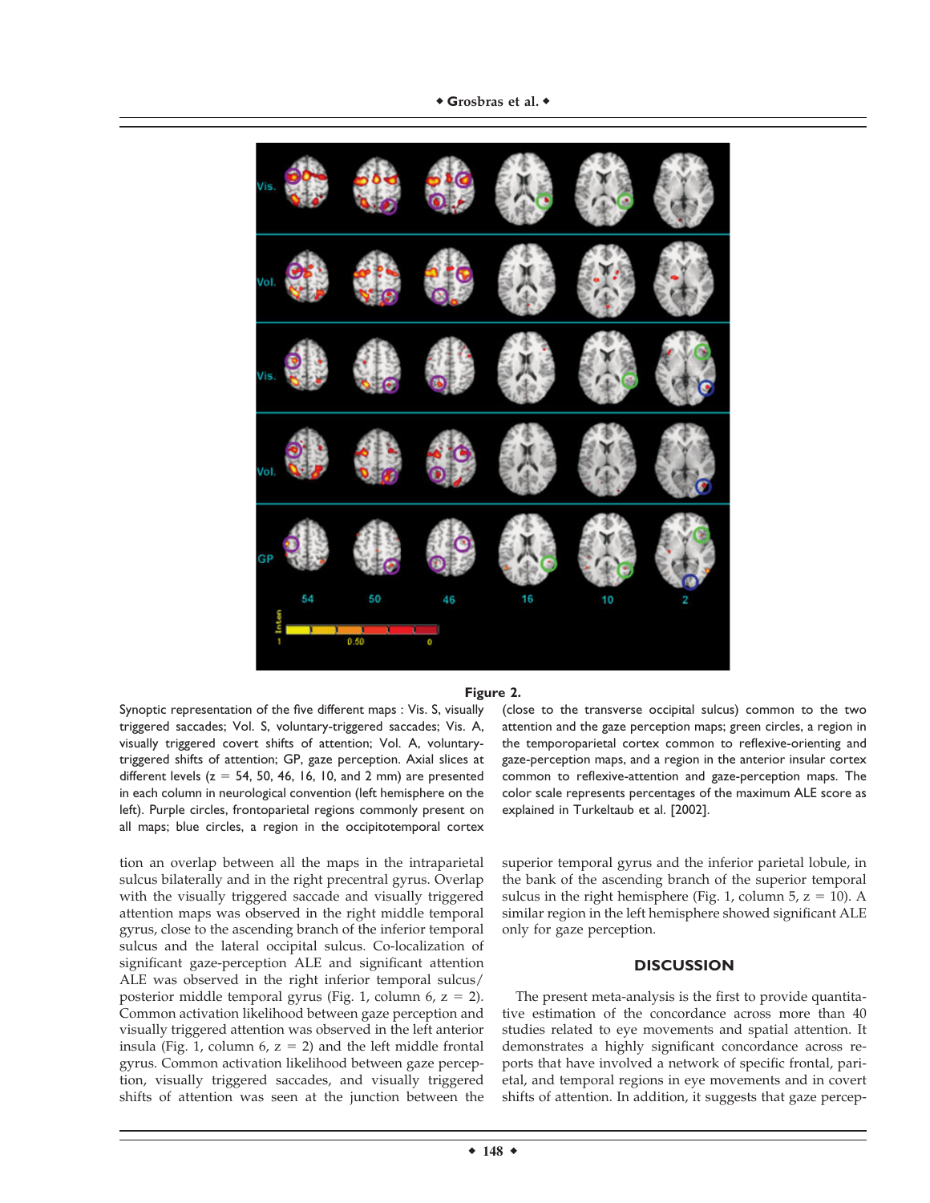**Figure 2.**

Synoptic representation of the five different maps : Vis. S, visually triggered saccades; Vol. S, voluntary-triggered saccades; Vis. A, visually triggered covert shifts of attention; Vol. A, voluntary-triggered shifts of attention; GP, gaze perception. Axial slices at different levels (z = 54, 50, 46, 16, 10, and 2 mm) are presented in each column in neurological convention (left hemisphere on the left). Purple circles, frontoparietal regions commonly present on all maps; blue circles, a region in the occipitotemporal cortex (close to the transverse occipital sulcus) common to the two attention and the gaze perception maps; green circles, a region in the temporoparietal cortex common to reflexive-orienting and gaze-perception maps, and a region in the anterior insular cortex common to reflexive-attention and gaze-perception maps. The color scale represents percentages of the maximum ALE score as explained in Turkeltaub et al. [2002].

tion an overlap between all the maps in the intraparietal sulcus bilaterally and in the right precentral gyrus. Overlap with the visually triggered saccade and visually triggered attention maps was observed in the right middle temporal gyrus, close to the ascending branch of the inferior temporal sulcus and the lateral occipital sulcus. Co-localization of significant gaze-perception ALE and significant attention ALE was observed in the right inferior temporal sulcus/posterior middle temporal gyrus (Fig. 1, column 6, z = 2). Common activation likelihood between gaze perception and visually triggered attention was observed in the left anterior insula (Fig. 1, column 6, z = 2) and the left middle frontal gyrus. Common activation likelihood between gaze perception, visually triggered saccades, and visually triggered shifts of attention was seen at the junction between the superior temporal gyrus and the inferior parietal lobule, in the bank of the ascending branch of the superior temporal sulcus in the right hemisphere (Fig. 1, column 5, z = 10). A similar region in the left hemisphere showed significant ALE only for gaze perception.

## DISCUSSION

The present meta-analysis is the first to provide quantitative estimation of the concordance across more than 40 studies related to eye movements and spatial attention. It demonstrates a highly significant concordance across reports that have involved a network of specific frontal, parietal, and temporal regions in eye movements and in covert shifts of attention. In addition, it suggests that gaze percep-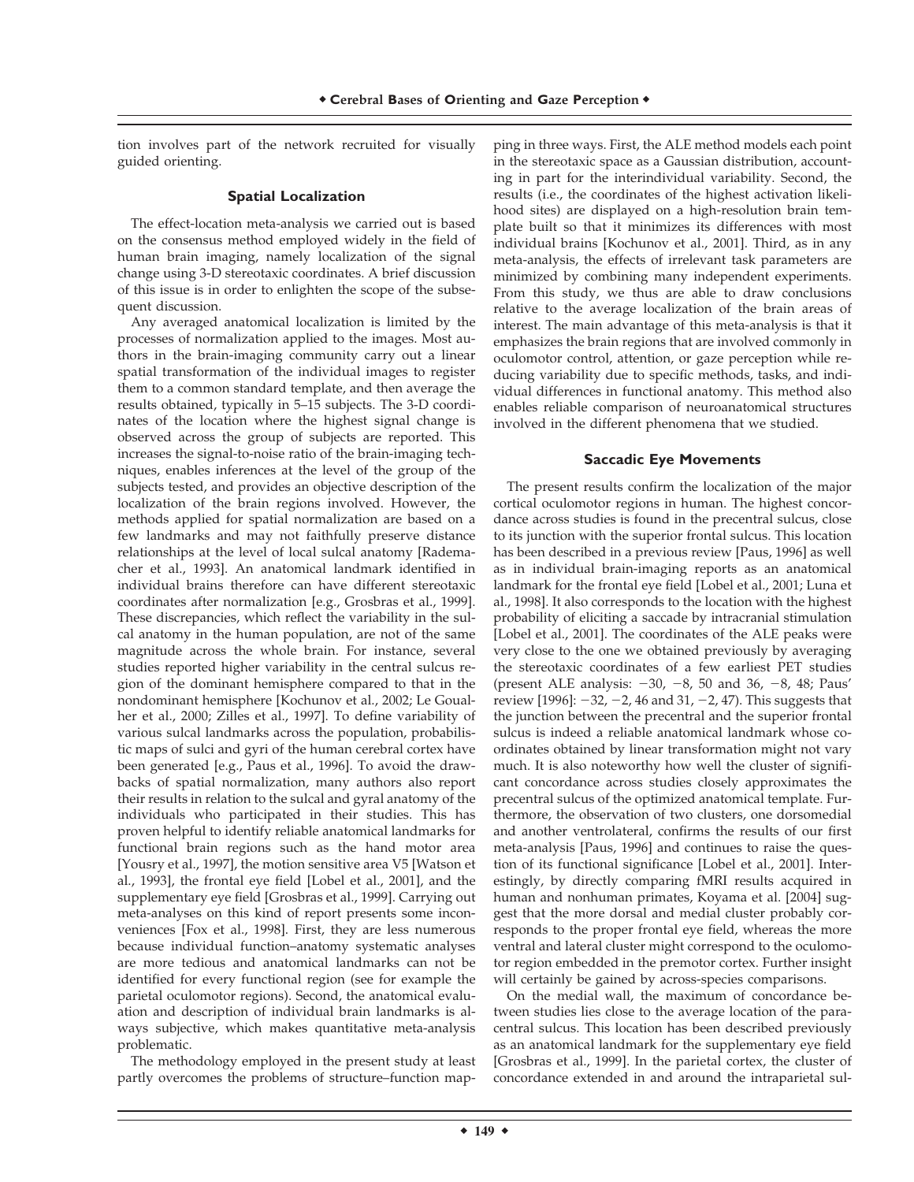tion involves part of the network recruited for visually guided orienting.

### Spatial Localization

The effect-location meta-analysis we carried out is based on the consensus method employed widely in the field of human brain imaging, namely localization of the signal change using 3-D stereotaxic coordinates. A brief discussion of this issue is in order to enlighten the scope of the subsequent discussion.

Any averaged anatomical localization is limited by the processes of normalization applied to the images. Most authors in the brain-imaging community carry out a linear spatial transformation of the individual images to register them to a common standard template, and then average the results obtained, typically in 5–15 subjects. The 3-D coordinates of the location where the highest signal change is observed across the group of subjects are reported. This increases the signal-to-noise ratio of the brain-imaging techniques, enables inferences at the level of the group of the subjects tested, and provides an objective description of the localization of the brain regions involved. However, the methods applied for spatial normalization are based on a few landmarks and may not faithfully preserve distance relationships at the level of local sulcal anatomy [Rademacher et al., 1993]. An anatomical landmark identified in individual brains therefore can have different stereotaxic coordinates after normalization [e.g., Grosbras et al., 1999]. These discrepancies, which reflect the variability in the sulcal anatomy in the human population, are not of the same magnitude across the whole brain. For instance, several studies reported higher variability in the central sulcus region of the dominant hemisphere compared to that in the nondominant hemisphere [Kochunov et al., 2002; Le Goualher et al., 2000; Zilles et al., 1997]. To define variability of various sulcal landmarks across the population, probabilistic maps of sulci and gyri of the human cerebral cortex have been generated [e.g., Paus et al., 1996]. To avoid the drawbacks of spatial normalization, many authors also report their results in relation to the sulcal and gyral anatomy of the individuals who participated in their studies. This has proven helpful to identify reliable anatomical landmarks for functional brain regions such as the hand motor area [Yousry et al., 1997], the motion sensitive area V5 [Watson et al., 1993], the frontal eye field [Lobel et al., 2001], and the supplementary eye field [Grosbras et al., 1999]. Carrying out meta-analyses on this kind of report presents some inconveniences [Fox et al., 1998]. First, they are less numerous because individual function–anatomy systematic analyses are more tedious and anatomical landmarks can not be identified for every functional region (see for example the parietal oculomotor regions). Second, the anatomical evaluation and description of individual brain landmarks is always subjective, which makes quantitative meta-analysis problematic.

The methodology employed in the present study at least partly overcomes the problems of structure–function mapping in three ways. First, the ALE method models each point in the stereotaxic space as a Gaussian distribution, accounting in part for the interindividual variability. Second, the results (i.e., the coordinates of the highest activation likelihood sites) are displayed on a high-resolution brain template built so that it minimizes its differences with most individual brains [Kochunov et al., 2001]. Third, as in any meta-analysis, the effects of irrelevant task parameters are minimized by combining many independent experiments. From this study, we thus are able to draw conclusions relative to the average localization of the brain areas of interest. The main advantage of this meta-analysis is that it emphasizes the brain regions that are involved commonly in oculomotor control, attention, or gaze perception while reducing variability due to specific methods, tasks, and individual differences in functional anatomy. This method also enables reliable comparison of neuroanatomical structures involved in the different phenomena that we studied.

### Saccadic Eye Movements

The present results confirm the localization of the major cortical oculomotor regions in human. The highest concordance across studies is found in the precentral sulcus, close to its junction with the superior frontal sulcus. This location has been described in a previous review [Paus, 1996] as well as in individual brain-imaging reports as an anatomical landmark for the frontal eye field [Lobel et al., 2001; Luna et al., 1998]. It also corresponds to the location with the highest probability of eliciting a saccade by intracranial stimulation [Lobel et al., 2001]. The coordinates of the ALE peaks were very close to the one we obtained previously by averaging the stereotaxic coordinates of a few earliest PET studies (present ALE analysis: −30, −8, 50 and 36, −8, 48; Paus' review [1996]: −32, −2, 46 and 31, −2, 47). This suggests that the junction between the precentral and the superior frontal sulcus is indeed a reliable anatomical landmark whose coordinates obtained by linear transformation might not vary much. It is also noteworthy how well the cluster of significant concordance across studies closely approximates the precentral sulcus of the optimized anatomical template. Furthermore, the observation of two clusters, one dorsomedial and another ventrolateral, confirms the results of our first meta-analysis [Paus, 1996] and continues to raise the question of its functional significance [Lobel et al., 2001]. Interestingly, by directly comparing fMRI results acquired in human and nonhuman primates, Koyama et al. [2004] suggest that the more dorsal and medial cluster probably corresponds to the proper frontal eye field, whereas the more ventral and lateral cluster might correspond to the oculomotor region embedded in the premotor cortex. Further insight will certainly be gained by across-species comparisons.

On the medial wall, the maximum of concordance between studies lies close to the average location of the paracentral sulcus. This location has been described previously as an anatomical landmark for the supplementary eye field [Grosbras et al., 1999]. In the parietal cortex, the cluster of concordance extended in and around the intraparietal sul-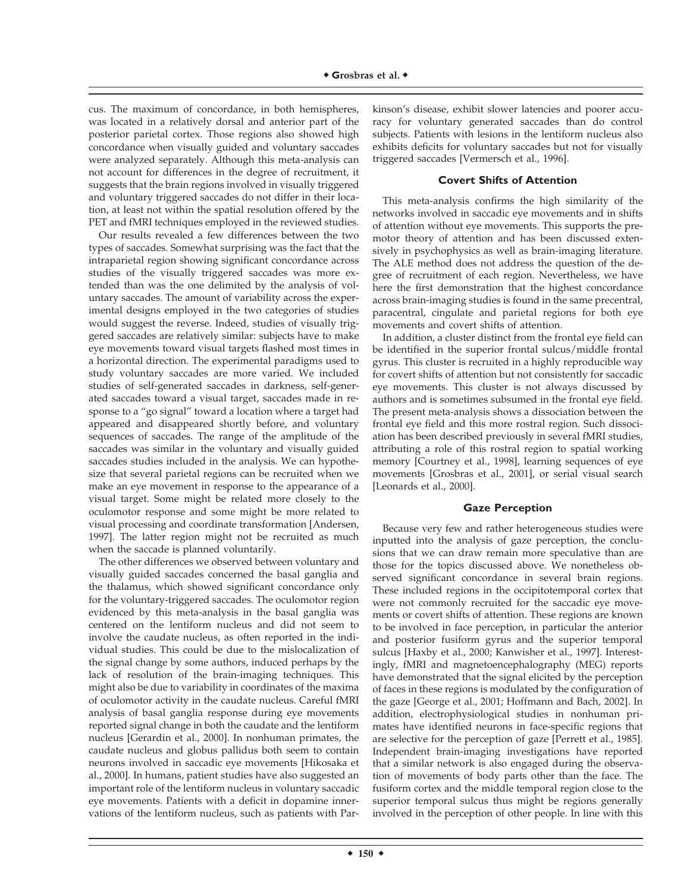cus. The maximum of concordance, in both hemispheres, was located in a relatively dorsal and anterior part of the posterior parietal cortex. Those regions also showed high concordance when visually guided and voluntary saccades were analyzed separately. Although this meta-analysis can not account for differences in the degree of recruitment, it suggests that the brain regions involved in visually triggered and voluntary triggered saccades do not differ in their location, at least not within the spatial resolution offered by the PET and fMRI techniques employed in the reviewed studies.

Our results revealed a few differences between the two types of saccades. Somewhat surprising was the fact that the intraparietal region showing significant concordance across studies of the visually triggered saccades was more extended than was the one delimited by the analysis of voluntary saccades. The amount of variability across the experimental designs employed in the two categories of studies would suggest the reverse. Indeed, studies of visually triggered saccades are relatively similar: subjects have to make eye movements toward visual targets flashed most times in a horizontal direction. The experimental paradigms used to study voluntary saccades are more varied. We included studies of self-generated saccades in darkness, self-generated saccades toward a visual target, saccades made in response to a "go signal" toward a location where a target had appeared and disappeared shortly before, and voluntary sequences of saccades. The range of the amplitude of the saccades was similar in the voluntary and visually guided saccades studies included in the analysis. We can hypothesize that several parietal regions can be recruited when we make an eye movement in response to the appearance of a visual target. Some might be related more closely to the oculomotor response and some might be more related to visual processing and coordinate transformation [Andersen, 1997]. The latter region might not be recruited as much when the saccade is planned voluntarily.

The other differences we observed between voluntary and visually guided saccades concerned the basal ganglia and the thalamus, which showed significant concordance only for the voluntary-triggered saccades. The oculomotor region evidenced by this meta-analysis in the basal ganglia was centered on the lentiform nucleus and did not seem to involve the caudate nucleus, as often reported in the individual studies. This could be due to the mislocalization of the signal change by some authors, induced perhaps by the lack of resolution of the brain-imaging techniques. This might also be due to variability in coordinates of the maxima of oculomotor activity in the caudate nucleus. Careful fMRI analysis of basal ganglia response during eye movements reported signal change in both the caudate and the lentiform nucleus [Gerardin et al., 2000]. In nonhuman primates, the caudate nucleus and globus pallidus both seem to contain neurons involved in saccadic eye movements [Hikosaka et al., 2000]. In humans, patient studies have also suggested an important role of the lentiform nucleus in voluntary saccadic eye movements. Patients with a deficit in dopamine innervations of the lentiform nucleus, such as patients with Parkinson's disease, exhibit slower latencies and poorer accuracy for voluntary generated saccades than do control subjects. Patients with lesions in the lentiform nucleus also exhibits deficits for voluntary saccades but not for visually triggered saccades [Vermersch et al., 1996].

### Covert Shifts of Attention

This meta-analysis confirms the high similarity of the networks involved in saccadic eye movements and in shifts of attention without eye movements. This supports the premotor theory of attention and has been discussed extensively in psychophysics as well as brain-imaging literature. The ALE method does not address the question of the degree of recruitment of each region. Nevertheless, we have here the first demonstration that the highest concordance across brain-imaging studies is found in the same precentral, paracentral, cingulate and parietal regions for both eye movements and covert shifts of attention.

In addition, a cluster distinct from the frontal eye field can be identified in the superior frontal sulcus/middle frontal gyrus. This cluster is recruited in a highly reproducible way for covert shifts of attention but not consistently for saccadic eye movements. This cluster is not always discussed by authors and is sometimes subsumed in the frontal eye field. The present meta-analysis shows a dissociation between the frontal eye field and this more rostral region. Such dissociation has been described previously in several fMRI studies, attributing a role of this rostral region to spatial working memory [Courtney et al., 1998], learning sequences of eye movements [Grosbras et al., 2001], or serial visual search [Leonards et al., 2000].

### Gaze Perception

Because very few and rather heterogeneous studies were inputted into the analysis of gaze perception, the conclusions that we can draw remain more speculative than are those for the topics discussed above. We nonetheless observed significant concordance in several brain regions. These included regions in the occipitotemporal cortex that were not commonly recruited for the saccadic eye movements or covert shifts of attention. These regions are known to be involved in face perception, in particular the anterior and posterior fusiform gyrus and the superior temporal sulcus [Haxby et al., 2000; Kanwisher et al., 1997]. Interestingly, fMRI and magnetoencephalography (MEG) reports have demonstrated that the signal elicited by the perception of faces in these regions is modulated by the configuration of the gaze [George et al., 2001; Hoffmann and Bach, 2002]. In addition, electrophysiological studies in nonhuman primates have identified neurons in face-specific regions that are selective for the perception of gaze [Perrett et al., 1985]. Independent brain-imaging investigations have reported that a similar network is also engaged during the observation of movements of body parts other than the face. The fusiform cortex and the middle temporal region close to the superior temporal sulcus thus might be regions generally involved in the perception of other people. In line with this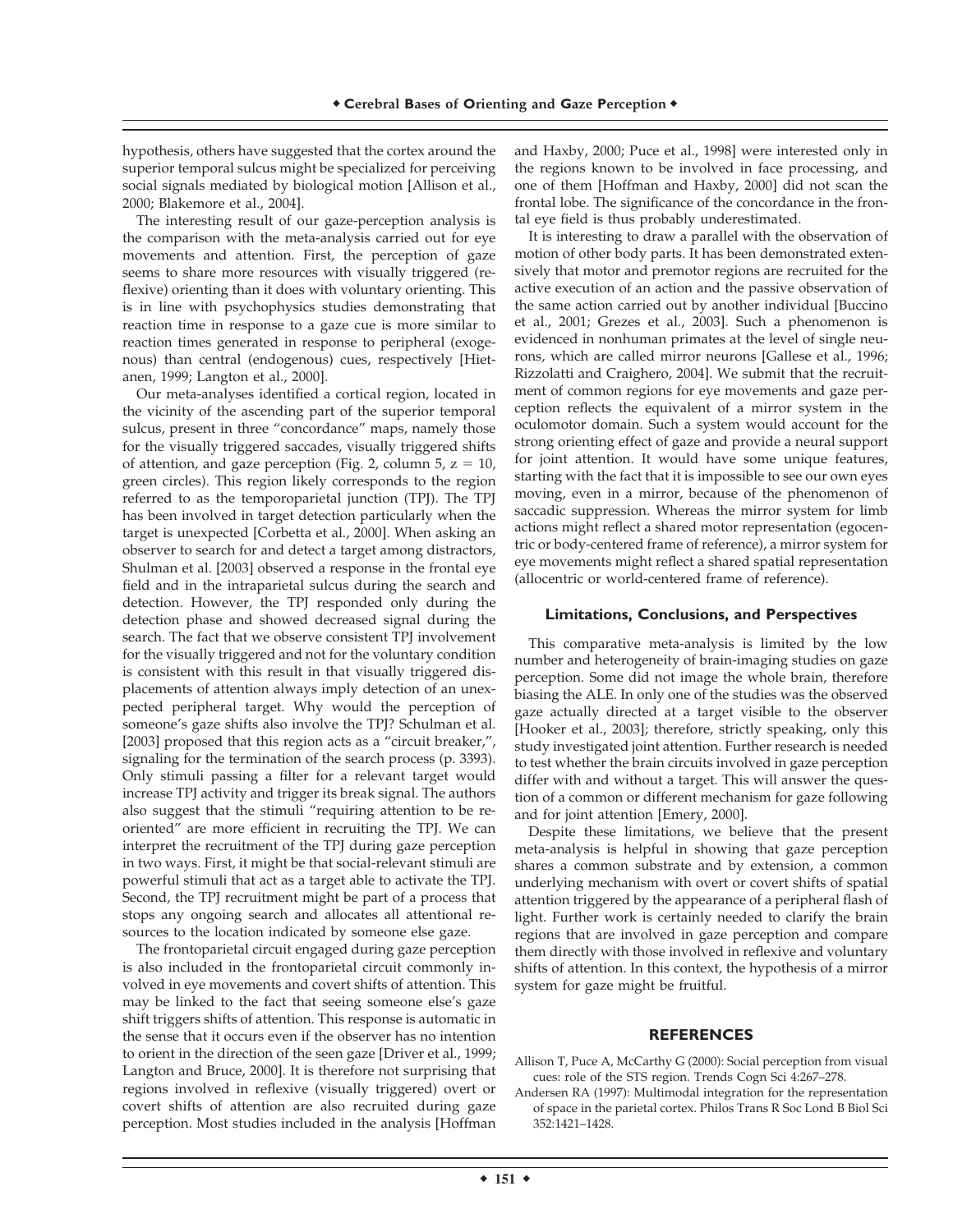hypothesis, others have suggested that the cortex around the superior temporal sulcus might be specialized for perceiving social signals mediated by biological motion [Allison et al., 2000; Blakemore et al., 2004].

The interesting result of our gaze-perception analysis is the comparison with the meta-analysis carried out for eye movements and attention. First, the perception of gaze seems to share more resources with visually triggered (reflexive) orienting than it does with voluntary orienting. This is in line with psychophysics studies demonstrating that reaction time in response to a gaze cue is more similar to reaction times generated in response to peripheral (exogenous) than central (endogenous) cues, respectively [Hietanen, 1999; Langton et al., 2000].

Our meta-analyses identified a cortical region, located in the vicinity of the ascending part of the superior temporal sulcus, present in three "concordance" maps, namely those for the visually triggered saccades, visually triggered shifts of attention, and gaze perception (Fig. 2, column 5, $z = 10$, green circles). This region likely corresponds to the region referred to as the temporoparietal junction (TPJ). The TPJ has been involved in target detection particularly when the target is unexpected [Corbetta et al., 2000]. When asking an observer to search for and detect a target among distractors, Shulman et al. [2003] observed a response in the frontal eye field and in the intraparietal sulcus during the search and detection. However, the TPJ responded only during the detection phase and showed decreased signal during the search. The fact that we observe consistent TPJ involvement for the visually triggered and not for the voluntary condition is consistent with this result in that visually triggered displacements of attention always imply detection of an unexpected peripheral target. Why would the perception of someone's gaze shifts also involve the TPJ? Schulman et al. [2003] proposed that this region acts as a "circuit breaker,", signaling for the termination of the search process (p. 3393). Only stimuli passing a filter for a relevant target would increase TPJ activity and trigger its break signal. The authors also suggest that the stimuli "requiring attention to be reoriented" are more efficient in recruiting the TPJ. We can interpret the recruitment of the TPJ during gaze perception in two ways. First, it might be that social-relevant stimuli are powerful stimuli that act as a target able to activate the TPJ. Second, the TPJ recruitment might be part of a process that stops any ongoing search and allocates all attentional resources to the location indicated by someone else gaze.

The frontoparietal circuit engaged during gaze perception is also included in the frontoparietal circuit commonly involved in eye movements and covert shifts of attention. This may be linked to the fact that seeing someone else's gaze shift triggers shifts of attention. This response is automatic in the sense that it occurs even if the observer has no intention to orient in the direction of the seen gaze [Driver et al., 1999; Langton and Bruce, 2000]. It is therefore not surprising that regions involved in reflexive (visually triggered) overt or covert shifts of attention are also recruited during gaze perception. Most studies included in the analysis [Hoffman and Haxby, 2000; Puce et al., 1998] were interested only in the regions known to be involved in face processing, and one of them [Hoffman and Haxby, 2000] did not scan the frontal lobe. The significance of the concordance in the frontal eye field is thus probably underestimated.

It is interesting to draw a parallel with the observation of motion of other body parts. It has been demonstrated extensively that motor and premotor regions are recruited for the active execution of an action and the passive observation of the same action carried out by another individual [Buccino et al., 2001; Grezes et al., 2003]. Such a phenomenon is evidenced in nonhuman primates at the level of single neurons, which are called mirror neurons [Gallese et al., 1996; Rizzolatti and Craighero, 2004]. We submit that the recruitment of common regions for eye movements and gaze perception reflects the equivalent of a mirror system in the oculomotor domain. Such a system would account for the strong orienting effect of gaze and provide a neural support for joint attention. It would have some unique features, starting with the fact that it is impossible to see our own eyes moving, even in a mirror, because of the phenomenon of saccadic suppression. Whereas the mirror system for limb actions might reflect a shared motor representation (egocentric or body-centered frame of reference), a mirror system for eye movements might reflect a shared spatial representation (allocentric or world-centered frame of reference).

## Limitations, Conclusions, and Perspectives

This comparative meta-analysis is limited by the low number and heterogeneity of brain-imaging studies on gaze perception. Some did not image the whole brain, therefore biasing the ALE. In only one of the studies was the observed gaze actually directed at a target visible to the observer [Hooker et al., 2003]; therefore, strictly speaking, only this study investigated joint attention. Further research is needed to test whether the brain circuits involved in gaze perception differ with and without a target. This will answer the question of a common or different mechanism for gaze following and for joint attention [Emery, 2000].

Despite these limitations, we believe that the present meta-analysis is helpful in showing that gaze perception shares a common substrate and by extension, a common underlying mechanism with overt or covert shifts of spatial attention triggered by the appearance of a peripheral flash of light. Further work is certainly needed to clarify the brain regions that are involved in gaze perception and compare them directly with those involved in reflexive and voluntary shifts of attention. In this context, the hypothesis of a mirror system for gaze might be fruitful.

## REFERENCES

Allison T, Puce A, McCarthy G (2000): Social perception from visual cues: role of the STS region. Trends Cogn Sci 4:267–278.

Andersen RA (1997): Multimodal integration for the representation of space in the parietal cortex. Philos Trans R Soc Lond B Biol Sci 352:1421–1428.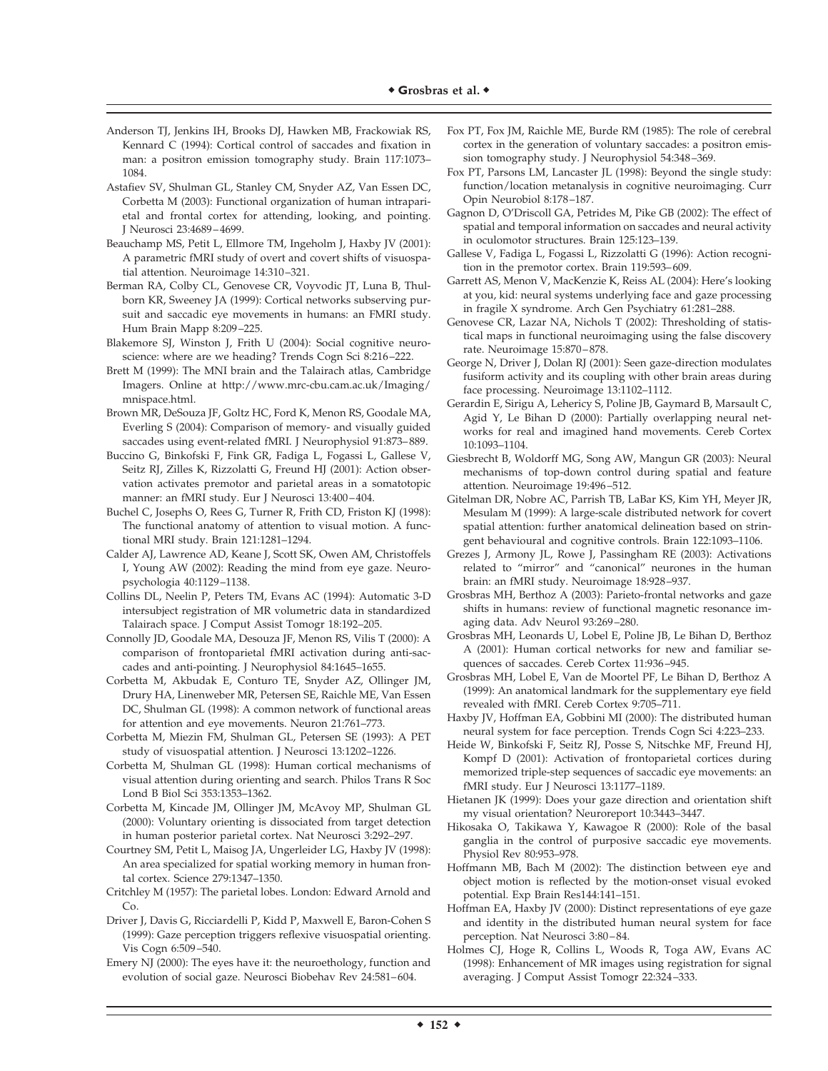Anderson TJ, Jenkins IH, Brooks DJ, Hawken MB, Frackowiak RS, Kennard C (1994): Cortical control of saccades and fixation in man: a positron emission tomography study. Brain 117:1073–1084.

Astafiev SV, Shulman GL, Stanley CM, Snyder AZ, Van Essen DC, Corbetta M (2003): Functional organization of human intraparietal and frontal cortex for attending, looking, and pointing. J Neurosci 23:4689–4699.

Beauchamp MS, Petit L, Ellmore TM, Ingeholm J, Haxby JV (2001): A parametric fMRI study of overt and covert shifts of visuospatial attention. Neuroimage 14:310–321.

Berman RA, Colby CL, Genovese CR, Voyvodic JT, Luna B, Thulborn KR, Sweeney JA (1999): Cortical networks subserving pursuit and saccadic eye movements in humans: an FMRI study. Hum Brain Mapp 8:209–225.

Blakemore SJ, Winston J, Frith U (2004): Social cognitive neuroscience: where are we heading? Trends Cogn Sci 8:216–222.

Brett M (1999): The MNI brain and the Talairach atlas, Cambridge Imagers. Online at http://www.mrc-cbu.cam.ac.uk/Imaging/mnispace.html.

Brown MR, DeSouza JF, Goltz HC, Ford K, Menon RS, Goodale MA, Everling S (2004): Comparison of memory- and visually guided saccades using event-related fMRI. J Neurophysiol 91:873–889.

Buccino G, Binkofski F, Fink GR, Fadiga L, Fogassi L, Gallese V, Seitz RJ, Zilles K, Rizzolatti G, Freund HJ (2001): Action observation activates premotor and parietal areas in a somatotopic manner: an fMRI study. Eur J Neurosci 13:400–404.

Buchel C, Josephs O, Rees G, Turner R, Frith CD, Friston KJ (1998): The functional anatomy of attention to visual motion. A functional MRI study. Brain 121:1281–1294.

Calder AJ, Lawrence AD, Keane J, Scott SK, Owen AM, Christoffels I, Young AW (2002): Reading the mind from eye gaze. Neuropsychologia 40:1129–1138.

Collins DL, Neelin P, Peters TM, Evans AC (1994): Automatic 3-D intersubject registration of MR volumetric data in standardized Talairach space. J Comput Assist Tomogr 18:192–205.

Connolly JD, Goodale MA, Desouza JF, Menon RS, Vilis T (2000): A comparison of frontoparietal fMRI activation during anti-saccades and anti-pointing. J Neurophysiol 84:1645–1655.

Corbetta M, Akbudak E, Conturo TE, Snyder AZ, Ollinger JM, Drury HA, Linenweber MR, Petersen SE, Raichle ME, Van Essen DC, Shulman GL (1998): A common network of functional areas for attention and eye movements. Neuron 21:761–773.

Corbetta M, Miezin FM, Shulman GL, Petersen SE (1993): A PET study of visuospatial attention. J Neurosci 13:1202–1226.

Corbetta M, Shulman GL (1998): Human cortical mechanisms of visual attention during orienting and search. Philos Trans R Soc Lond B Biol Sci 353:1353–1362.

Corbetta M, Kincade JM, Ollinger JM, McAvoy MP, Shulman GL (2000): Voluntary orienting is dissociated from target detection in human posterior parietal cortex. Nat Neurosci 3:292–297.

Courtney SM, Petit L, Maisog JA, Ungerleider LG, Haxby JV (1998): An area specialized for spatial working memory in human frontal cortex. Science 279:1347–1350.

Critchley M (1957): The parietal lobes. London: Edward Arnold and Co.

Driver J, Davis G, Ricciardelli P, Kidd P, Maxwell E, Baron-Cohen S (1999): Gaze perception triggers reflexive visuospatial orienting. Vis Cogn 6:509–540.

Emery NJ (2000): The eyes have it: the neuroethology, function and evolution of social gaze. Neurosci Biobehav Rev 24:581–604.

Fox PT, Fox JM, Raichle ME, Burde RM (1985): The role of cerebral cortex in the generation of voluntary saccades: a positron emission tomography study. J Neurophysiol 54:348–369.

Fox PT, Parsons LM, Lancaster JL (1998): Beyond the single study: function/location metanalysis in cognitive neuroimaging. Curr Opin Neurobiol 8:178–187.

Gagnon D, O'Driscoll GA, Petrides M, Pike GB (2002): The effect of spatial and temporal information on saccades and neural activity in oculomotor structures. Brain 125:123–139.

Gallese V, Fadiga L, Fogassi L, Rizzolatti G (1996): Action recognition in the premotor cortex. Brain 119:593–609.

Garrett AS, Menon V, MacKenzie K, Reiss AL (2004): Here's looking at you, kid: neural systems underlying face and gaze processing in fragile X syndrome. Arch Gen Psychiatry 61:281–288.

Genovese CR, Lazar NA, Nichols T (2002): Thresholding of statistical maps in functional neuroimaging using the false discovery rate. Neuroimage 15:870–878.

George N, Driver J, Dolan RJ (2001): Seen gaze-direction modulates fusiform activity and its coupling with other brain areas during face processing. Neuroimage 13:1102–1112.

Gerardin E, Sirigu A, Lehericy S, Poline JB, Gaymard B, Marsault C, Agid Y, Le Bihan D (2000): Partially overlapping neural networks for real and imagined hand movements. Cereb Cortex 10:1093–1104.

Giesbrecht B, Woldorff MG, Song AW, Mangun GR (2003): Neural mechanisms of top-down control during spatial and feature attention. Neuroimage 19:496–512.

Gitelman DR, Nobre AC, Parrish TB, LaBar KS, Kim YH, Meyer JR, Mesulam M (1999): A large-scale distributed network for covert spatial attention: further anatomical delineation based on stringent behavioural and cognitive controls. Brain 122:1093–1106.

Grezes J, Armony JL, Rowe J, Passingham RE (2003): Activations related to "mirror" and "canonical" neurones in the human brain: an fMRI study. Neuroimage 18:928–937.

Grosbras MH, Berthoz A (2003): Parieto-frontal networks and gaze shifts in humans: review of functional magnetic resonance imaging data. Adv Neurol 93:269–280.

Grosbras MH, Leonards U, Lobel E, Poline JB, Le Bihan D, Berthoz A (2001): Human cortical networks for new and familiar sequences of saccades. Cereb Cortex 11:936–945.

Grosbras MH, Lobel E, Van de Moortel PF, Le Bihan D, Berthoz A (1999): An anatomical landmark for the supplementary eye field revealed with fMRI. Cereb Cortex 9:705–711.

Haxby JV, Hoffman EA, Gobbini MI (2000): The distributed human neural system for face perception. Trends Cogn Sci 4:223–233.

Heide W, Binkofski F, Seitz RJ, Posse S, Nitschke MF, Freund HJ, Kompf D (2001): Activation of frontoparietal cortices during memorized triple-step sequences of saccadic eye movements: an fMRI study. Eur J Neurosci 13:1177–1189.

Hietanen JK (1999): Does your gaze direction and orientation shift my visual orientation? Neuroreport 10:3443–3447.

Hikosaka O, Takikawa Y, Kawagoe R (2000): Role of the basal ganglia in the control of purposive saccadic eye movements. Physiol Rev 80:953–978.

Hoffmann MB, Bach M (2002): The distinction between eye and object motion is reflected by the motion-onset visual evoked potential. Exp Brain Res144:141–151.

Hoffman EA, Haxby JV (2000): Distinct representations of eye gaze and identity in the distributed human neural system for face perception. Nat Neurosci 3:80–84.

Holmes CJ, Hoge R, Collins L, Woods R, Toga AW, Evans AC (1998): Enhancement of MR images using registration for signal averaging. J Comput Assist Tomogr 22:324–333.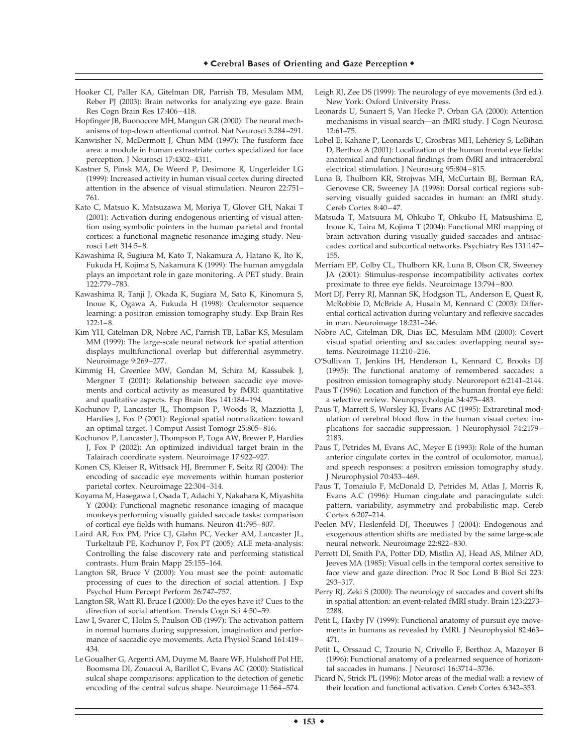Hooker CI, Paller KA, Gitelman DR, Parrish TB, Mesulam MM, Reber PJ (2003): Brain networks for analyzing eye gaze. Brain Res Cogn Brain Res 17:406–418.

Hopfinger JB, Buonocore MH, Mangun GR (2000): The neural mechanisms of top-down attentional control. Nat Neurosci 3:284–291.

Kanwisher N, McDermott J, Chun MM (1997): The fusiform face area: a module in human extrastriate cortex specialized for face perception. J Neurosci 17:4302–4311.

Kastner S, Pinsk MA, De Weerd P, Desimone R, Ungerleider LG (1999): Increased activity in human visual cortex during directed attention in the absence of visual stimulation. Neuron 22:751–761.

Kato C, Matsuo K, Matsuzawa M, Moriya T, Glover GH, Nakai T (2001): Activation during endogenous orienting of visual attention using symbolic pointers in the human parietal and frontal cortices: a functional magnetic resonance imaging study. Neurosci Lett 314:5–8.

Kawashima R, Sugiura M, Kato T, Nakamura A, Hatano K, Ito K, Fukuda H, Kojima S, Nakamura K (1999): The human amygdala plays an important role in gaze monitoring. A PET study. Brain 122:779–783.

Kawashima R, Tanji J, Okada K, Sugiara M, Sato K, Kinomura S, Inoue K, Ogawa A, Fukuda H (1998): Oculomotor sequence learning: a positron emission tomography study. Exp Brain Res 122:1–8.

Kim YH, Gitelman DR, Nobre AC, Parrish TB, LaBar KS, Mesulam MM (1999): The large-scale neural network for spatial attention displays multifunctional overlap but differential asymmetry. Neuroimage 9:269–277.

Kimmig H, Greenlee MW, Gondan M, Schira M, Kassubek J, Mergner T (2001): Relationship between saccadic eye movements and cortical activity as measured by fMRI: quantitative and qualitative aspects. Exp Brain Res 141:184–194.

Kochunov P, Lancaster JL, Thompson P, Woods R, Mazziotta J, Hardies J, Fox P (2001): Regional spatial normalization: toward an optimal target. J Comput Assist Tomogr 25:805–816.

Kochunov P, Lancaster J, Thompson P, Toga AW, Brewer P, Hardies J, Fox P (2002): An optimized individual target brain in the Talairach coordinate system. Neuroimage 17:922–927.

Konen CS, Kleiser R, Wittsack HJ, Bremmer F, Seitz RJ (2004): The encoding of saccadic eye movements within human posterior parietal cortex. Neuroimage 22:304–314.

Koyama M, Hasegawa I, Osada T, Adachi Y, Nakahara K, Miyashita Y (2004): Functional magnetic resonance imaging of macaque monkeys performing visually guided saccade tasks: comparison of cortical eye fields with humans. Neuron 41:795–807.

Laird AR, Fox PM, Price CJ, Glahn PC, Vecker AM, Lancaster JL, Turkeltaub PE, Kochunov P, Fox PT (2005): ALE meta-analysis: Controlling the false discovery rate and performing statistical contrasts. Hum Brain Mapp 25:155–164.

Langton SR, Bruce V (2000): You must see the point: automatic processing of cues to the direction of social attention. J Exp Psychol Hum Percept Perform 26:747–757.

Langton SR, Watt RJ, Bruce I (2000): Do the eyes have it? Cues to the direction of social attention. Trends Cogn Sci 4:50–59.

Law I, Svarer C, Holm S, Paulson OB (1997): The activation pattern in normal humans during suppression, imagination and performance of saccadic eye movements. Acta Physiol Scand 161:419–434.

Le Goualher G, Argenti AM, Duyme M, Baare WF, Hulshoff Pol HE, Boomsma DI, Zouaoui A, Barillot C, Evans AC (2000): Statistical sulcal shape comparisons: application to the detection of genetic encoding of the central sulcus shape. Neuroimage 11:564–574.

Leigh RJ, Zee DS (1999): The neurology of eye movements (3rd ed.). New York: Oxford University Press.

Leonards U, Sunaert S, Van Hecke P, Orban GA (2000): Attention mechanisms in visual search—an fMRI study. J Cogn Neurosci 12:61–75.

Lobel E, Kahane P, Leonards U, Grosbras MH, Lehéricy S, LeBihan D, Berthoz A (2001): Localization of the human frontal eye fields: anatomical and functional findings from fMRI and intracerebral electrical stimulation. J Neurosurg 95:804–815.

Luna B, Thulborn KR, Strojwas MH, McCurtain BJ, Berman RA, Genovese CR, Sweeney JA (1998): Dorsal cortical regions subserving visually guided saccades in human: an fMRI study. Cereb Cortex 8:40–47.

Matsuda T, Matsuura M, Ohkubo T, Ohkubo H, Matsushima E, Inoue K, Taira M, Kojima T (2004): Functional MRI mapping of brain activation during visually guided saccades and antisaccades: cortical and subcortical networks. Psychiatry Res 131:147–155.

Merriam EP, Colby CL, Thulborn KR, Luna B, Olson CR, Sweeney JA (2001): Stimulus–response incompatibility activates cortex proximate to three eye fields. Neuroimage 13:794–800.

Mort DJ, Perry RJ, Mannan SK, Hodgson TL, Anderson E, Quest R, McRobbie D, McBride A, Husain M, Kennard C (2003): Differential cortical activation during voluntary and reflexive saccades in man. Neuroimage 18:231–246.

Nobre AC, Gitelman DR, Dias EC, Mesulam MM (2000): Covert visual spatial orienting and saccades: overlapping neural systems. Neuroimage 11:210–216.

O'Sullivan T, Jenkins IH, Henderson L, Kennard C, Brooks DJ (1995): The functional anatomy of remembered saccades: a positron emission tomography study. Neuroreport 6:2141–2144.

Paus T (1996): Location and function of the human frontal eye field: a selective review. Neuropsychologia 34:475–483.

Paus T, Marrett S, Worsley KJ, Evans AC (1995): Extraretinal modulation of cerebral blood flow in the human visual cortex: implications for saccadic suppression. J Neurophysiol 74:2179–2183.

Paus T, Petrides M, Evans AC, Meyer E (1993): Role of the human anterior cingulate cortex in the control of oculomotor, manual, and speech responses: a positron emission tomography study. J Neurophysiol 70:453–469.

Paus T, Tomaiulo F, McDonald D, Petrides M, Atlas J, Morris R, Evans A.C (1996): Human cingulate and paracingulate sulci: pattern, variability, asymmetry and probabilistic map. Cereb Cortex 6:207–214.

Peelen MV, Heslenfeld DJ, Theeuwes J (2004): Endogenous and exogenous attention shifts are mediated by the same large-scale neural network. Neuroimage 22:822–830.

Perrett DI, Smith PA, Potter DD, Mistlin AJ, Head AS, Milner AD, Jeeves MA (1985): Visual cells in the temporal cortex sensitive to face view and gaze direction. Proc R Soc Lond B Biol Sci 223: 293–317.

Perry RJ, Zeki S (2000): The neurology of saccades and covert shifts in spatial attention: an event-related fMRI study. Brain 123:2273–2288.

Petit L, Haxby JV (1999): Functional anatomy of pursuit eye movements in humans as revealed by fMRI. J Neurophysiol 82:463–471.

Petit L, Orssaud C, Tzourio N, Crivello F, Berthoz A, Mazoyer B (1996): Functional anatomy of a prelearned sequence of horizontal saccades in humans. J Neurosci 16:3714–3736.

Picard N, Strick PL (1996): Motor areas of the medial wall: a review of their location and functional activation. Cereb Cortex 6:342–353.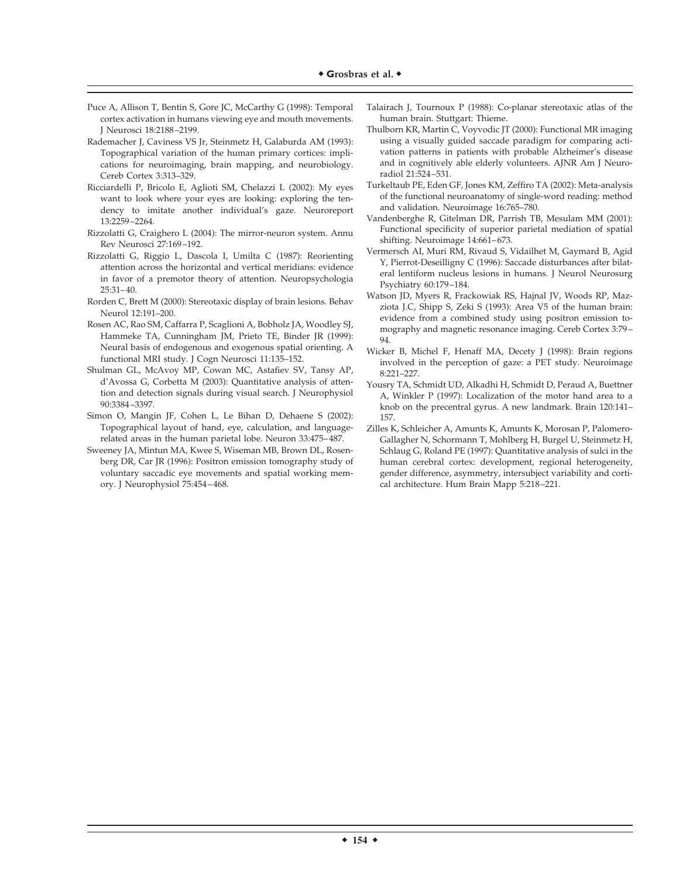Puce A, Allison T, Bentin S, Gore JC, McCarthy G (1998): Temporal cortex activation in humans viewing eye and mouth movements. J Neurosci 18:2188–2199.

Rademacher J, Caviness VS Jr, Steinmetz H, Galaburda AM (1993): Topographical variation of the human primary cortices: implications for neuroimaging, brain mapping, and neurobiology. Cereb Cortex 3:313–329.

Ricciardelli P, Bricolo E, Aglioti SM, Chelazzi L (2002): My eyes want to look where your eyes are looking: exploring the tendency to imitate another individual's gaze. Neuroreport 13:2259–2264.

Rizzolatti G, Craighero L (2004): The mirror-neuron system. Annu Rev Neurosci 27:169–192.

Rizzolatti G, Riggio L, Dascola I, Umilta C (1987): Reorienting attention across the horizontal and vertical meridians: evidence in favor of a premotor theory of attention. Neuropsychologia 25:31–40.

Rorden C, Brett M (2000): Stereotaxic display of brain lesions. Behav Neurol 12:191–200.

Rosen AC, Rao SM, Caffarra P, Scaglioni A, Bobholz JA, Woodley SJ, Hammeke TA, Cunningham JM, Prieto TE, Binder JR (1999): Neural basis of endogenous and exogenous spatial orienting. A functional MRI study. J Cogn Neurosci 11:135–152.

Shulman GL, McAvoy MP, Cowan MC, Astafiev SV, Tansy AP, d'Avossa G, Corbetta M (2003): Quantitative analysis of attention and detection signals during visual search. J Neurophysiol 90:3384–3397.

Simon O, Mangin JF, Cohen L, Le Bihan D, Dehaene S (2002): Topographical layout of hand, eye, calculation, and language-related areas in the human parietal lobe. Neuron 33:475–487.

Sweeney JA, Mintun MA, Kwee S, Wiseman MB, Brown DL, Rosenberg DR, Car JR (1996): Positron emission tomography study of voluntary saccadic eye movements and spatial working memory. J Neurophysiol 75:454–468.

Talairach J, Tournoux P (1988): Co-planar stereotaxic atlas of the human brain. Stuttgart: Thieme.

Thulborn KR, Martin C, Voyvodic JT (2000): Functional MR imaging using a visually guided saccade paradigm for comparing activation patterns in patients with probable Alzheimer's disease and in cognitively able elderly volunteers. AJNR Am J Neuroradiol 21:524–531.

Turkeltaub PE, Eden GF, Jones KM, Zeffiro TA (2002): Meta-analysis of the functional neuroanatomy of single-word reading: method and validation. Neuroimage 16:765–780.

Vandenberghe R, Gitelman DR, Parrish TB, Mesulam MM (2001): Functional specificity of superior parietal mediation of spatial shifting. Neuroimage 14:661–673.

Vermersch AI, Muri RM, Rivaud S, Vidailhet M, Gaymard B, Agid Y, Pierrot-Deseilligny C (1996): Saccade disturbances after bilateral lentiform nucleus lesions in humans. J Neurol Neurosurg Psychiatry 60:179–184.

Watson JD, Myers R, Frackowiak RS, Hajnal JV, Woods RP, Mazziota J.C, Shipp S, Zeki S (1993): Area V5 of the human brain: evidence from a combined study using positron emission tomography and magnetic resonance imaging. Cereb Cortex 3:79–94.

Wicker B, Michel F, Henaff MA, Decety J (1998): Brain regions involved in the perception of gaze: a PET study. Neuroimage 8:221–227.

Yousry TA, Schmidt UD, Alkadhi H, Schmidt D, Peraud A, Buettner A, Winkler P (1997): Localization of the motor hand area to a knob on the precentral gyrus. A new landmark. Brain 120:141–157.

Zilles K, Schleicher A, Amunts K, Amunts K, Morosan P, Palomero-Gallagher N, Schormann T, Mohlberg H, Burgel U, Steinmetz H, Schlaug G, Roland PE (1997): Quantitative analysis of sulci in the human cerebral cortex: development, regional heterogeneity, gender difference, asymmetry, intersubject variability and cortical architecture. Hum Brain Mapp 5:218–221.